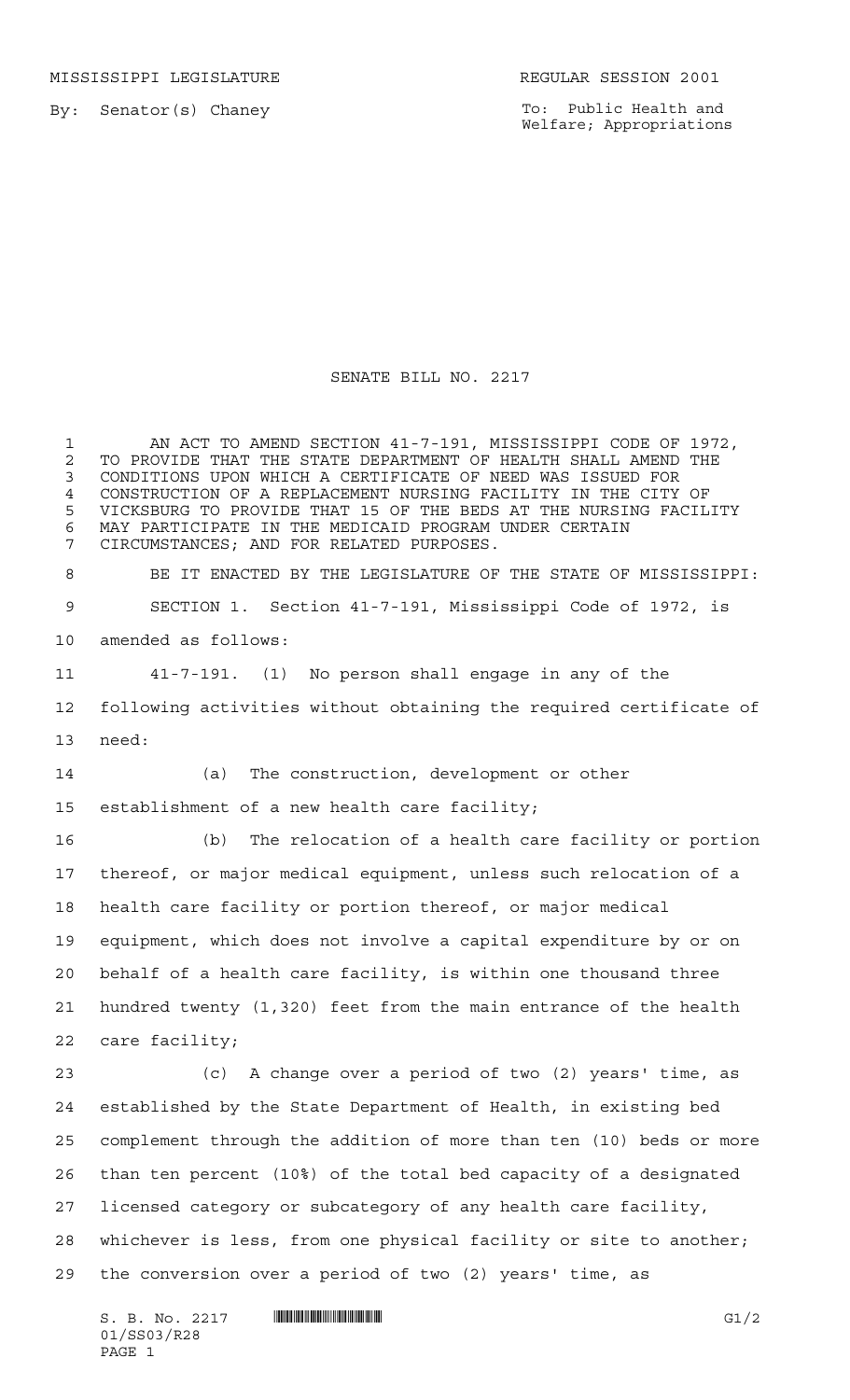MISSISSIPPI LEGISLATURE

REGULAR SESSION 2001

By: Senator(s) Chaney

To: Public Health and Welfare; Appropriations

# SENATE BILL NO. 2217

AN ACT TO AMEND SECTION 41-7-191, MISSISSIPPI CODE OF 1972, TO PROVIDE THAT THE STATE DEPARTMENT OF HEALTH SHALL AMEND THE CONDITIONS UPON WHICH A CERTIFICATE OF NEED WAS ISSUED FOR CONSTRUCTION OF A REPLACEMENT NURSING FACILITY IN THE CITY OF VICKSBURG TO PROVIDE THAT 15 OF THE BEDS AT THE NURSING FACILITY MAY PARTICIPATE IN THE MEDICAID PROGRAM UNDER CERTAIN CIRCUMSTANCES; AND FOR RELATED PURPOSES.

BE IT ENACTED BY THE LEGISLATURE OF THE STATE OF MISSISSIPPI:

SECTION 1. Section 41-7-191, Mississippi Code of 1972, is amended as follows:

41-7-191. (1) No person shall engage in any of the following activities without obtaining the required certificate of need:

(a) The construction, development or other establishment of a new health care facility;

(b) The relocation of a health care facility or portion thereof, or major medical equipment, unless such relocation of a health care facility or portion thereof, or major medical equipment, which does not involve a capital expenditure by or on behalf of a health care facility, is within one thousand three hundred twenty (1,320) feet from the main entrance of the health care facility;

(c) A change over a period of two (2) years' time, as established by the State Department of Health, in existing bed complement through the addition of more than ten (10) beds or more than ten percent (10%) of the total bed capacity of a designated licensed category or subcategory of any health care facility, whichever is less, from one physical facility or site to another; the conversion over a period of two (2) years' time, as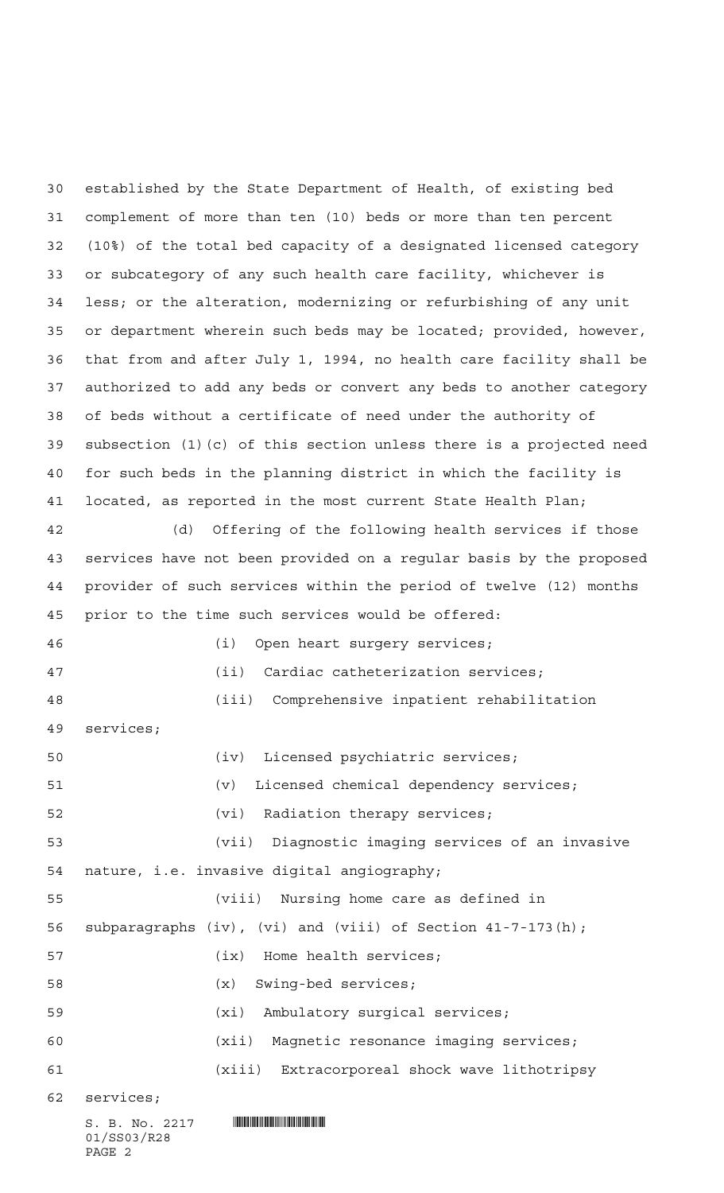established by the State Department of Health, of existing bed complement of more than ten (10) beds or more than ten percent (10%) of the total bed capacity of a designated licensed category or subcategory of any such health care facility, whichever is less; or the alteration, modernizing or refurbishing of any unit or department wherein such beds may be located; provided, however, that from and after July 1, 1994, no health care facility shall be authorized to add any beds or convert any beds to another category of beds without a certificate of need under the authority of subsection (1)(c) of this section unless there is a projected need for such beds in the planning district in which the facility is located, as reported in the most current State Health Plan;

(d) Offering of the following health services if those services have not been provided on a regular basis by the proposed provider of such services within the period of twelve (12) months prior to the time such services would be offered:

(i) Open heart surgery services;

(ii) Cardiac catheterization services;

(iii) Comprehensive inpatient rehabilitation services;

(iv) Licensed psychiatric services;

(v) Licensed chemical dependency services;

(vi) Radiation therapy services;

(vii) Diagnostic imaging services of an invasive nature, i.e. invasive digital angiography;

(viii) Nursing home care as defined in subparagraphs (iv), (vi) and (viii) of Section 41-7-173(h);

(ix) Home health services;

(x) Swing-bed services;

(xi) Ambulatory surgical services;

(xii) Magnetic resonance imaging services;

(xiii) Extracorporeal shock wave lithotripsy services;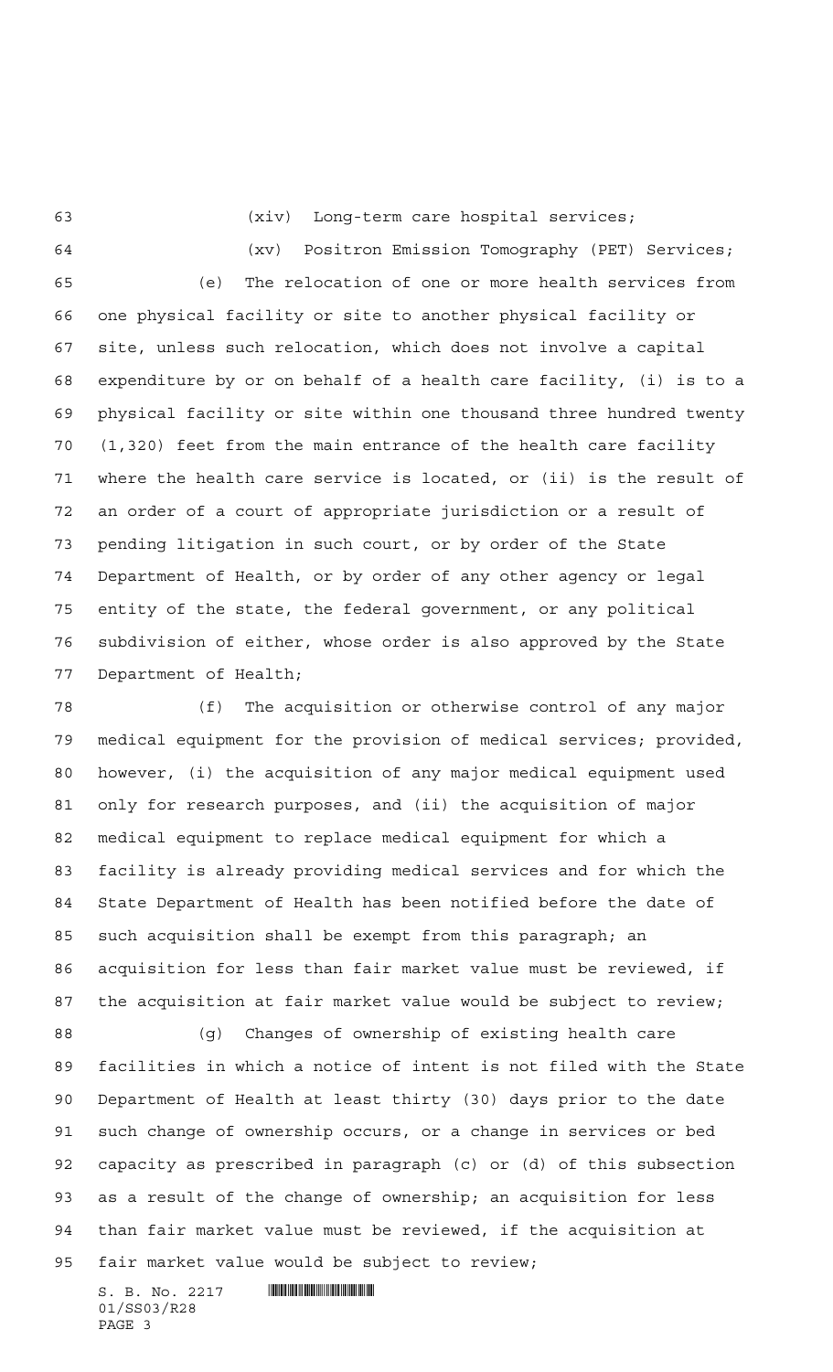(xiv) Long-term care hospital services;

(xv) Positron Emission Tomography (PET) Services;

(e) The relocation of one or more health services from one physical facility or site to another physical facility or site, unless such relocation, which does not involve a capital expenditure by or on behalf of a health care facility, (i) is to a physical facility or site within one thousand three hundred twenty (1,320) feet from the main entrance of the health care facility where the health care service is located, or (ii) is the result of an order of a court of appropriate jurisdiction or a result of pending litigation in such court, or by order of the State Department of Health, or by order of any other agency or legal entity of the state, the federal government, or any political subdivision of either, whose order is also approved by the State Department of Health;

(f) The acquisition or otherwise control of any major medical equipment for the provision of medical services; provided, however, (i) the acquisition of any major medical equipment used only for research purposes, and (ii) the acquisition of major medical equipment to replace medical equipment for which a facility is already providing medical services and for which the State Department of Health has been notified before the date of such acquisition shall be exempt from this paragraph; an acquisition for less than fair market value must be reviewed, if the acquisition at fair market value would be subject to review;

(g) Changes of ownership of existing health care facilities in which a notice of intent is not filed with the State Department of Health at least thirty (30) days prior to the date such change of ownership occurs, or a change in services or bed capacity as prescribed in paragraph (c) or (d) of this subsection as a result of the change of ownership; an acquisition for less than fair market value must be reviewed, if the acquisition at fair market value would be subject to review;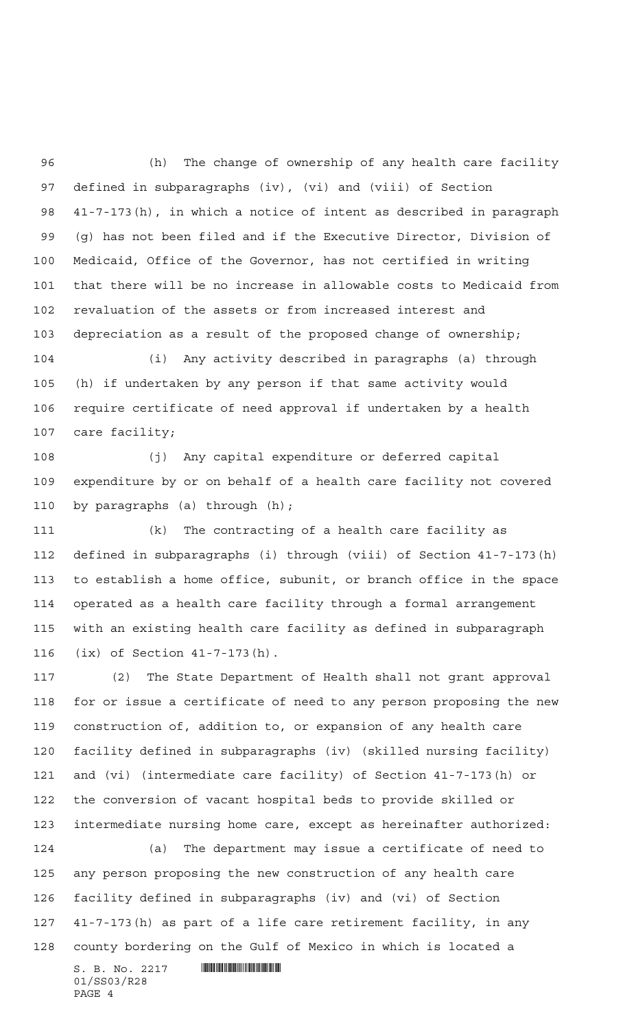(h) The change of ownership of any health care facility defined in subparagraphs (iv), (vi) and (viii) of Section 41-7-173(h), in which a notice of intent as described in paragraph (g) has not been filed and if the Executive Director, Division of Medicaid, Office of the Governor, has not certified in writing that there will be no increase in allowable costs to Medicaid from revaluation of the assets or from increased interest and depreciation as a result of the proposed change of ownership;

(i) Any activity described in paragraphs (a) through (h) if undertaken by any person if that same activity would require certificate of need approval if undertaken by a health care facility;

(j) Any capital expenditure or deferred capital expenditure by or on behalf of a health care facility not covered by paragraphs (a) through (h);

(k) The contracting of a health care facility as defined in subparagraphs (i) through (viii) of Section 41-7-173(h) to establish a home office, subunit, or branch office in the space operated as a health care facility through a formal arrangement with an existing health care facility as defined in subparagraph (ix) of Section 41-7-173(h).

(2) The State Department of Health shall not grant approval for or issue a certificate of need to any person proposing the new construction of, addition to, or expansion of any health care facility defined in subparagraphs (iv) (skilled nursing facility) and (vi) (intermediate care facility) of Section 41-7-173(h) or the conversion of vacant hospital beds to provide skilled or intermediate nursing home care, except as hereinafter authorized:

(a) The department may issue a certificate of need to any person proposing the new construction of any health care facility defined in subparagraphs (iv) and (vi) of Section 41-7-173(h) as part of a life care retirement facility, in any county bordering on the Gulf of Mexico in which is located a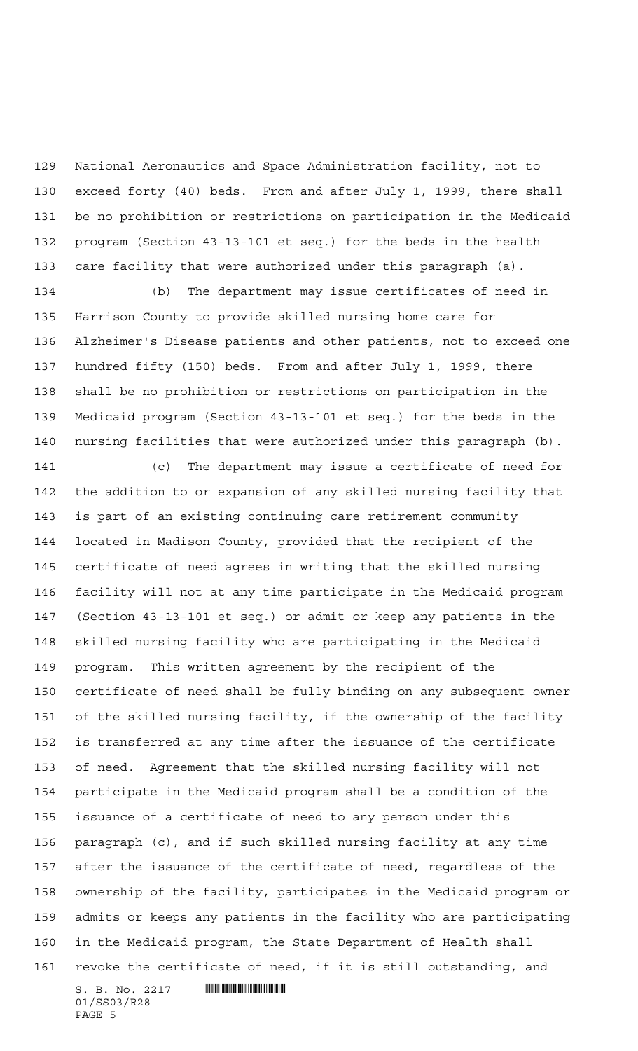National Aeronautics and Space Administration facility, not to exceed forty (40) beds. From and after July 1, 1999, there shall be no prohibition or restrictions on participation in the Medicaid program (Section 43-13-101 et seq.) for the beds in the health care facility that were authorized under this paragraph (a).

(b) The department may issue certificates of need in Harrison County to provide skilled nursing home care for Alzheimer's Disease patients and other patients, not to exceed one hundred fifty (150) beds. From and after July 1, 1999, there shall be no prohibition or restrictions on participation in the Medicaid program (Section 43-13-101 et seq.) for the beds in the nursing facilities that were authorized under this paragraph (b).

(c) The department may issue a certificate of need for the addition to or expansion of any skilled nursing facility that is part of an existing continuing care retirement community located in Madison County, provided that the recipient of the certificate of need agrees in writing that the skilled nursing facility will not at any time participate in the Medicaid program (Section 43-13-101 et seq.) or admit or keep any patients in the skilled nursing facility who are participating in the Medicaid program. This written agreement by the recipient of the certificate of need shall be fully binding on any subsequent owner of the skilled nursing facility, if the ownership of the facility is transferred at any time after the issuance of the certificate of need. Agreement that the skilled nursing facility will not participate in the Medicaid program shall be a condition of the issuance of a certificate of need to any person under this paragraph (c), and if such skilled nursing facility at any time after the issuance of the certificate of need, regardless of the ownership of the facility, participates in the Medicaid program or admits or keeps any patients in the facility who are participating in the Medicaid program, the State Department of Health shall revoke the certificate of need, if it is still outstanding, and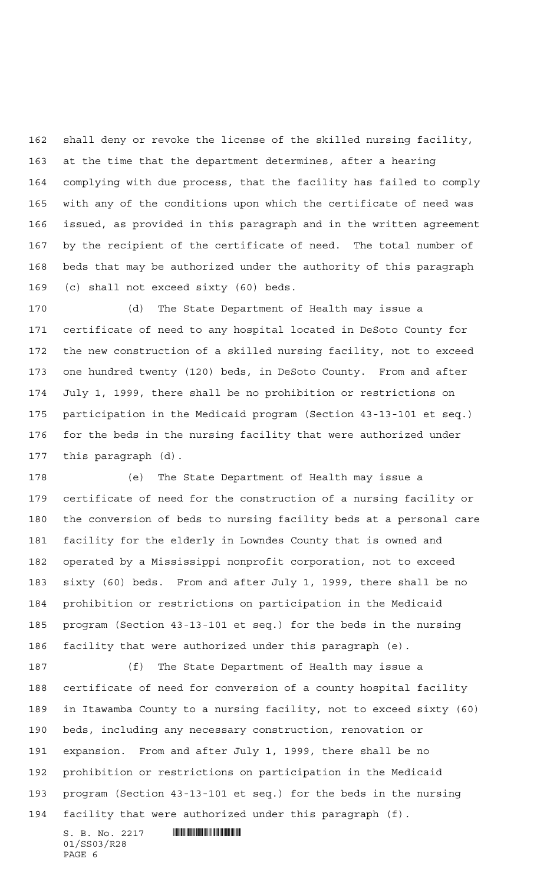shall deny or revoke the license of the skilled nursing facility, at the time that the department determines, after a hearing complying with due process, that the facility has failed to comply with any of the conditions upon which the certificate of need was issued, as provided in this paragraph and in the written agreement by the recipient of the certificate of need. The total number of beds that may be authorized under the authority of this paragraph (c) shall not exceed sixty (60) beds.

(d) The State Department of Health may issue a certificate of need to any hospital located in DeSoto County for the new construction of a skilled nursing facility, not to exceed one hundred twenty (120) beds, in DeSoto County. From and after July 1, 1999, there shall be no prohibition or restrictions on participation in the Medicaid program (Section 43-13-101 et seq.) for the beds in the nursing facility that were authorized under this paragraph (d).

(e) The State Department of Health may issue a certificate of need for the construction of a nursing facility or the conversion of beds to nursing facility beds at a personal care facility for the elderly in Lowndes County that is owned and operated by a Mississippi nonprofit corporation, not to exceed sixty (60) beds. From and after July 1, 1999, there shall be no prohibition or restrictions on participation in the Medicaid program (Section 43-13-101 et seq.) for the beds in the nursing facility that were authorized under this paragraph (e).

(f) The State Department of Health may issue a certificate of need for conversion of a county hospital facility in Itawamba County to a nursing facility, not to exceed sixty (60) beds, including any necessary construction, renovation or expansion. From and after July 1, 1999, there shall be no prohibition or restrictions on participation in the Medicaid program (Section 43-13-101 et seq.) for the beds in the nursing facility that were authorized under this paragraph (f).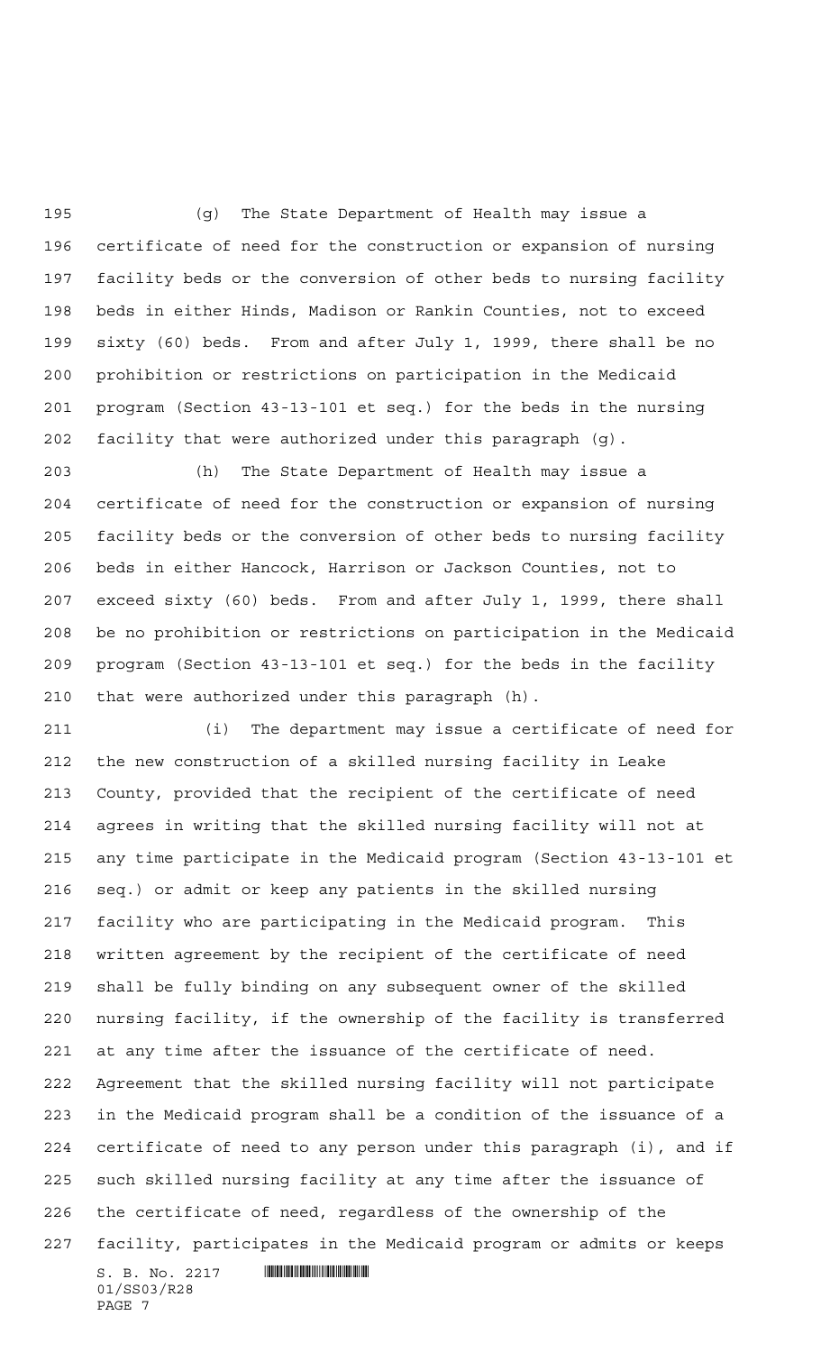(g) The State Department of Health may issue a certificate of need for the construction or expansion of nursing facility beds or the conversion of other beds to nursing facility beds in either Hinds, Madison or Rankin Counties, not to exceed sixty (60) beds. From and after July 1, 1999, there shall be no prohibition or restrictions on participation in the Medicaid program (Section 43-13-101 et seq.) for the beds in the nursing facility that were authorized under this paragraph (g).

(h) The State Department of Health may issue a certificate of need for the construction or expansion of nursing facility beds or the conversion of other beds to nursing facility beds in either Hancock, Harrison or Jackson Counties, not to exceed sixty (60) beds. From and after July 1, 1999, there shall be no prohibition or restrictions on participation in the Medicaid program (Section 43-13-101 et seq.) for the beds in the facility that were authorized under this paragraph (h).

(i) The department may issue a certificate of need for the new construction of a skilled nursing facility in Leake County, provided that the recipient of the certificate of need agrees in writing that the skilled nursing facility will not at any time participate in the Medicaid program (Section 43-13-101 et seq.) or admit or keep any patients in the skilled nursing facility who are participating in the Medicaid program. This written agreement by the recipient of the certificate of need shall be fully binding on any subsequent owner of the skilled nursing facility, if the ownership of the facility is transferred at any time after the issuance of the certificate of need. Agreement that the skilled nursing facility will not participate in the Medicaid program shall be a condition of the issuance of a certificate of need to any person under this paragraph (i), and if such skilled nursing facility at any time after the issuance of the certificate of need, regardless of the ownership of the facility, participates in the Medicaid program or admits or keeps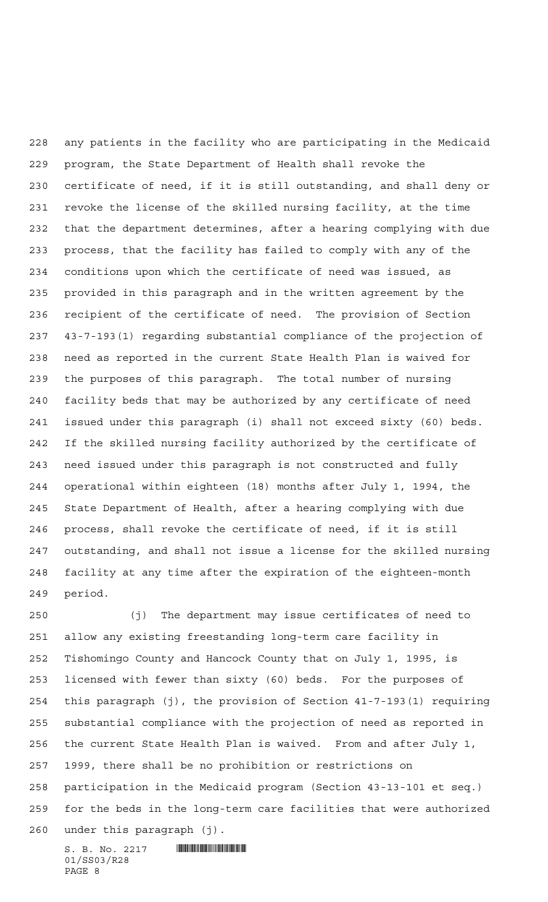any patients in the facility who are participating in the Medicaid program, the State Department of Health shall revoke the certificate of need, if it is still outstanding, and shall deny or revoke the license of the skilled nursing facility, at the time that the department determines, after a hearing complying with due process, that the facility has failed to comply with any of the conditions upon which the certificate of need was issued, as provided in this paragraph and in the written agreement by the recipient of the certificate of need. The provision of Section 43-7-193(1) regarding substantial compliance of the projection of need as reported in the current State Health Plan is waived for the purposes of this paragraph. The total number of nursing facility beds that may be authorized by any certificate of need issued under this paragraph (i) shall not exceed sixty (60) beds. If the skilled nursing facility authorized by the certificate of need issued under this paragraph is not constructed and fully operational within eighteen (18) months after July 1, 1994, the State Department of Health, after a hearing complying with due process, shall revoke the certificate of need, if it is still outstanding, and shall not issue a license for the skilled nursing facility at any time after the expiration of the eighteen-month period.

(j) The department may issue certificates of need to allow any existing freestanding long-term care facility in Tishomingo County and Hancock County that on July 1, 1995, is licensed with fewer than sixty (60) beds. For the purposes of this paragraph (j), the provision of Section 41-7-193(1) requiring substantial compliance with the projection of need as reported in the current State Health Plan is waived. From and after July 1, 1999, there shall be no prohibition or restrictions on participation in the Medicaid program (Section 43-13-101 et seq.) for the beds in the long-term care facilities that were authorized under this paragraph (j).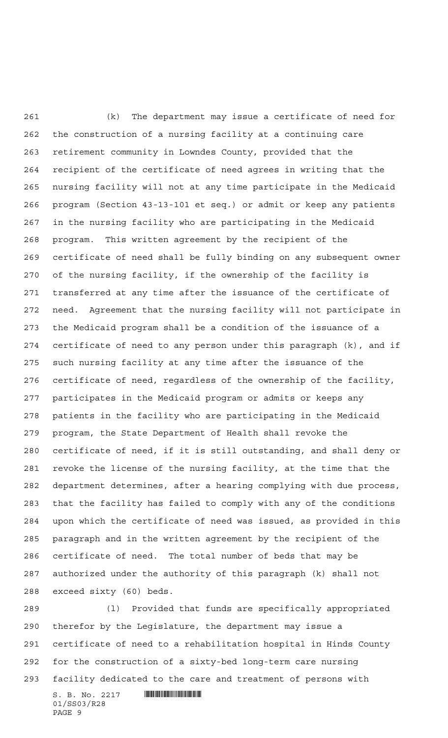(k) The department may issue a certificate of need for the construction of a nursing facility at a continuing care retirement community in Lowndes County, provided that the recipient of the certificate of need agrees in writing that the nursing facility will not at any time participate in the Medicaid program (Section 43-13-101 et seq.) or admit or keep any patients in the nursing facility who are participating in the Medicaid program. This written agreement by the recipient of the certificate of need shall be fully binding on any subsequent owner of the nursing facility, if the ownership of the facility is transferred at any time after the issuance of the certificate of need. Agreement that the nursing facility will not participate in the Medicaid program shall be a condition of the issuance of a certificate of need to any person under this paragraph (k), and if such nursing facility at any time after the issuance of the certificate of need, regardless of the ownership of the facility, participates in the Medicaid program or admits or keeps any patients in the facility who are participating in the Medicaid program, the State Department of Health shall revoke the certificate of need, if it is still outstanding, and shall deny or revoke the license of the nursing facility, at the time that the department determines, after a hearing complying with due process, that the facility has failed to comply with any of the conditions upon which the certificate of need was issued, as provided in this paragraph and in the written agreement by the recipient of the certificate of need. The total number of beds that may be authorized under the authority of this paragraph (k) shall not exceed sixty (60) beds.

(l) Provided that funds are specifically appropriated therefor by the Legislature, the department may issue a certificate of need to a rehabilitation hospital in Hinds County for the construction of a sixty-bed long-term care nursing facility dedicated to the care and treatment of persons with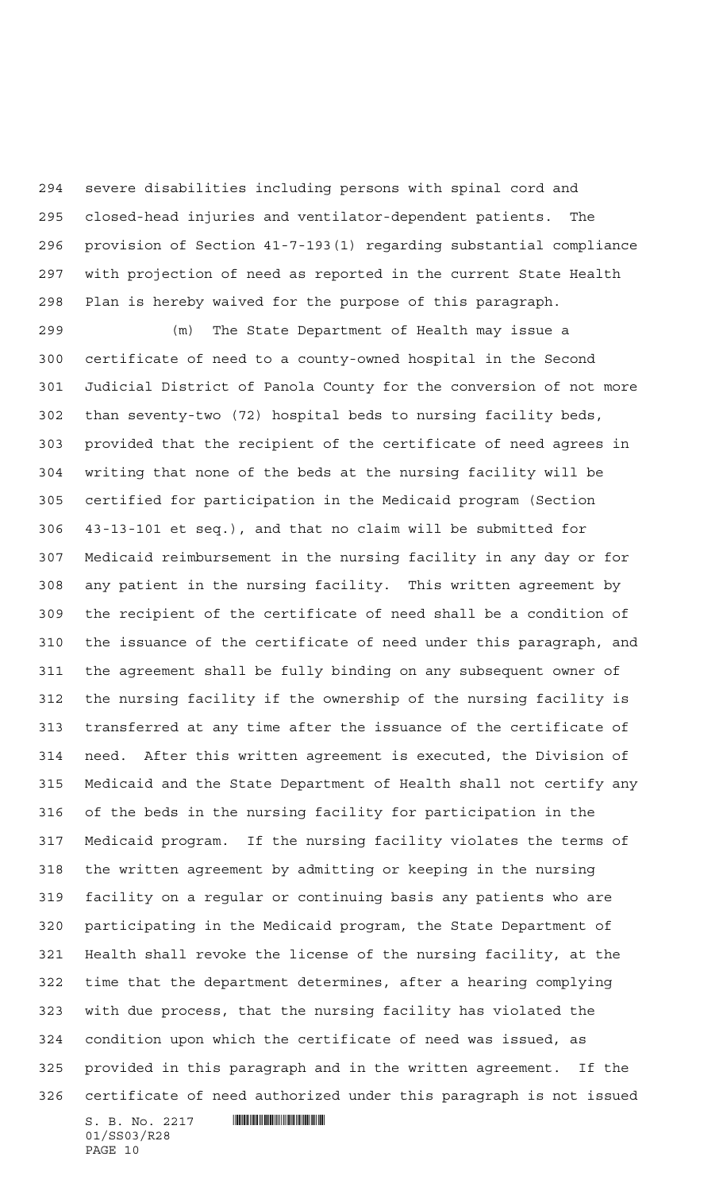severe disabilities including persons with spinal cord and closed-head injuries and ventilator-dependent patients. The provision of Section 41-7-193(1) regarding substantial compliance with projection of need as reported in the current State Health Plan is hereby waived for the purpose of this paragraph.

(m) The State Department of Health may issue a certificate of need to a county-owned hospital in the Second Judicial District of Panola County for the conversion of not more than seventy-two (72) hospital beds to nursing facility beds, provided that the recipient of the certificate of need agrees in writing that none of the beds at the nursing facility will be certified for participation in the Medicaid program (Section 43-13-101 et seq.), and that no claim will be submitted for Medicaid reimbursement in the nursing facility in any day or for any patient in the nursing facility. This written agreement by the recipient of the certificate of need shall be a condition of the issuance of the certificate of need under this paragraph, and the agreement shall be fully binding on any subsequent owner of the nursing facility if the ownership of the nursing facility is transferred at any time after the issuance of the certificate of need. After this written agreement is executed, the Division of Medicaid and the State Department of Health shall not certify any of the beds in the nursing facility for participation in the Medicaid program. If the nursing facility violates the terms of the written agreement by admitting or keeping in the nursing facility on a regular or continuing basis any patients who are participating in the Medicaid program, the State Department of Health shall revoke the license of the nursing facility, at the time that the department determines, after a hearing complying with due process, that the nursing facility has violated the condition upon which the certificate of need was issued, as provided in this paragraph and in the written agreement. If the certificate of need authorized under this paragraph is not issued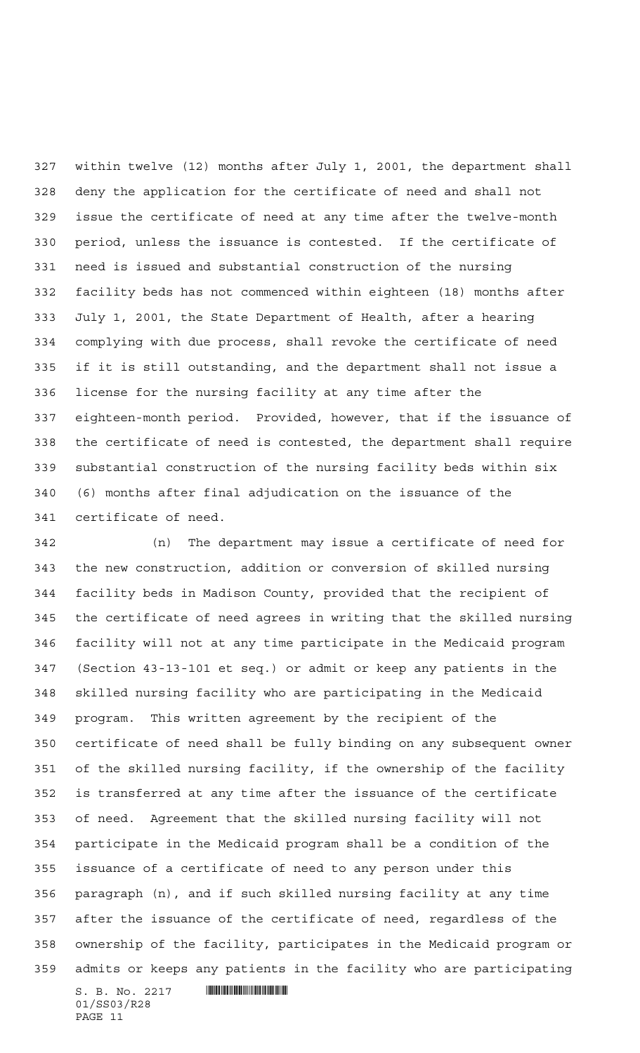within twelve (12) months after July 1, 2001, the department shall deny the application for the certificate of need and shall not issue the certificate of need at any time after the twelve-month period, unless the issuance is contested. If the certificate of need is issued and substantial construction of the nursing facility beds has not commenced within eighteen (18) months after July 1, 2001, the State Department of Health, after a hearing complying with due process, shall revoke the certificate of need if it is still outstanding, and the department shall not issue a license for the nursing facility at any time after the eighteen-month period. Provided, however, that if the issuance of the certificate of need is contested, the department shall require substantial construction of the nursing facility beds within six (6) months after final adjudication on the issuance of the certificate of need.

(n) The department may issue a certificate of need for the new construction, addition or conversion of skilled nursing facility beds in Madison County, provided that the recipient of the certificate of need agrees in writing that the skilled nursing facility will not at any time participate in the Medicaid program (Section 43-13-101 et seq.) or admit or keep any patients in the skilled nursing facility who are participating in the Medicaid program. This written agreement by the recipient of the certificate of need shall be fully binding on any subsequent owner of the skilled nursing facility, if the ownership of the facility is transferred at any time after the issuance of the certificate of need. Agreement that the skilled nursing facility will not participate in the Medicaid program shall be a condition of the issuance of a certificate of need to any person under this paragraph (n), and if such skilled nursing facility at any time after the issuance of the certificate of need, regardless of the ownership of the facility, participates in the Medicaid program or admits or keeps any patients in the facility who are participating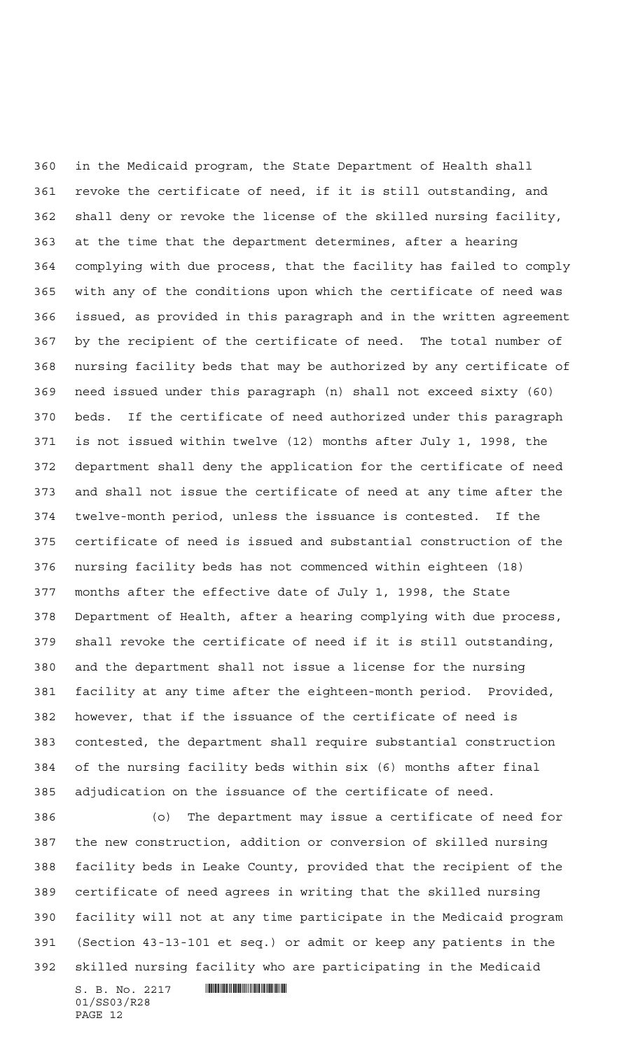in the Medicaid program, the State Department of Health shall revoke the certificate of need, if it is still outstanding, and shall deny or revoke the license of the skilled nursing facility, at the time that the department determines, after a hearing complying with due process, that the facility has failed to comply with any of the conditions upon which the certificate of need was issued, as provided in this paragraph and in the written agreement by the recipient of the certificate of need. The total number of nursing facility beds that may be authorized by any certificate of need issued under this paragraph (n) shall not exceed sixty (60) beds. If the certificate of need authorized under this paragraph is not issued within twelve (12) months after July 1, 1998, the department shall deny the application for the certificate of need and shall not issue the certificate of need at any time after the twelve-month period, unless the issuance is contested. If the certificate of need is issued and substantial construction of the nursing facility beds has not commenced within eighteen (18) months after the effective date of July 1, 1998, the State Department of Health, after a hearing complying with due process, shall revoke the certificate of need if it is still outstanding, and the department shall not issue a license for the nursing facility at any time after the eighteen-month period. Provided, however, that if the issuance of the certificate of need is contested, the department shall require substantial construction of the nursing facility beds within six (6) months after final adjudication on the issuance of the certificate of need.

(o) The department may issue a certificate of need for the new construction, addition or conversion of skilled nursing facility beds in Leake County, provided that the recipient of the certificate of need agrees in writing that the skilled nursing facility will not at any time participate in the Medicaid program (Section 43-13-101 et seq.) or admit or keep any patients in the skilled nursing facility who are participating in the Medicaid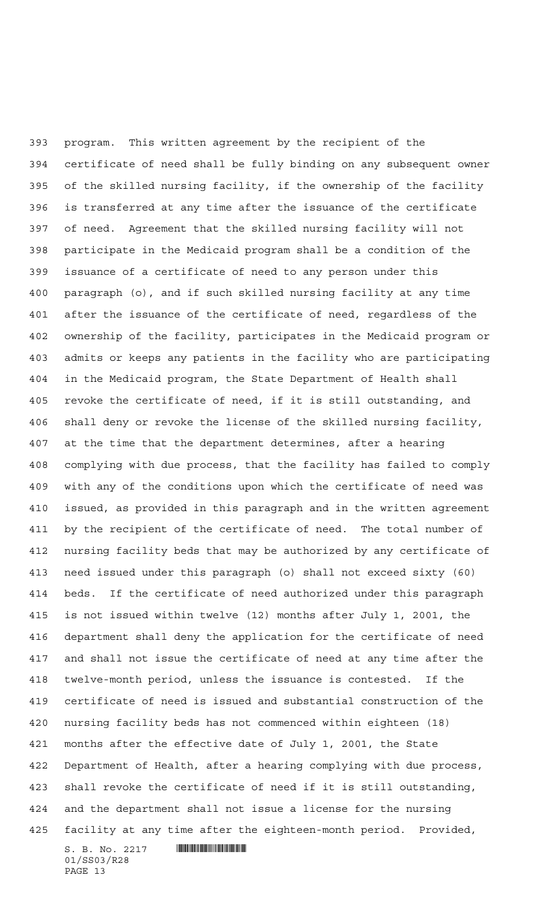program. This written agreement by the recipient of the certificate of need shall be fully binding on any subsequent owner of the skilled nursing facility, if the ownership of the facility is transferred at any time after the issuance of the certificate of need. Agreement that the skilled nursing facility will not participate in the Medicaid program shall be a condition of the issuance of a certificate of need to any person under this paragraph (o), and if such skilled nursing facility at any time after the issuance of the certificate of need, regardless of the ownership of the facility, participates in the Medicaid program or admits or keeps any patients in the facility who are participating in the Medicaid program, the State Department of Health shall revoke the certificate of need, if it is still outstanding, and shall deny or revoke the license of the skilled nursing facility, at the time that the department determines, after a hearing complying with due process, that the facility has failed to comply with any of the conditions upon which the certificate of need was issued, as provided in this paragraph and in the written agreement by the recipient of the certificate of need. The total number of nursing facility beds that may be authorized by any certificate of need issued under this paragraph (o) shall not exceed sixty (60) beds. If the certificate of need authorized under this paragraph is not issued within twelve (12) months after July 1, 2001, the department shall deny the application for the certificate of need and shall not issue the certificate of need at any time after the twelve-month period, unless the issuance is contested. If the certificate of need is issued and substantial construction of the nursing facility beds has not commenced within eighteen (18) months after the effective date of July 1, 2001, the State Department of Health, after a hearing complying with due process, shall revoke the certificate of need if it is still outstanding, and the department shall not issue a license for the nursing facility at any time after the eighteen-month period. Provided,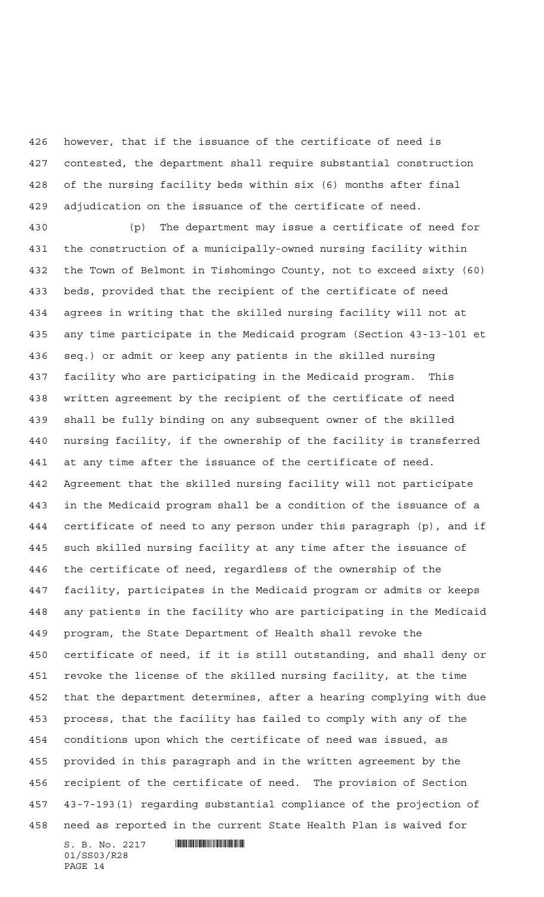however, that if the issuance of the certificate of need is contested, the department shall require substantial construction of the nursing facility beds within six (6) months after final adjudication on the issuance of the certificate of need.

(p) The department may issue a certificate of need for the construction of a municipally-owned nursing facility within the Town of Belmont in Tishomingo County, not to exceed sixty (60) beds, provided that the recipient of the certificate of need agrees in writing that the skilled nursing facility will not at any time participate in the Medicaid program (Section 43-13-101 et seq.) or admit or keep any patients in the skilled nursing facility who are participating in the Medicaid program. This written agreement by the recipient of the certificate of need shall be fully binding on any subsequent owner of the skilled nursing facility, if the ownership of the facility is transferred at any time after the issuance of the certificate of need. Agreement that the skilled nursing facility will not participate in the Medicaid program shall be a condition of the issuance of a certificate of need to any person under this paragraph (p), and if such skilled nursing facility at any time after the issuance of the certificate of need, regardless of the ownership of the facility, participates in the Medicaid program or admits or keeps any patients in the facility who are participating in the Medicaid program, the State Department of Health shall revoke the certificate of need, if it is still outstanding, and shall deny or revoke the license of the skilled nursing facility, at the time that the department determines, after a hearing complying with due process, that the facility has failed to comply with any of the conditions upon which the certificate of need was issued, as provided in this paragraph and in the written agreement by the recipient of the certificate of need. The provision of Section 43-7-193(1) regarding substantial compliance of the projection of need as reported in the current State Health Plan is waived for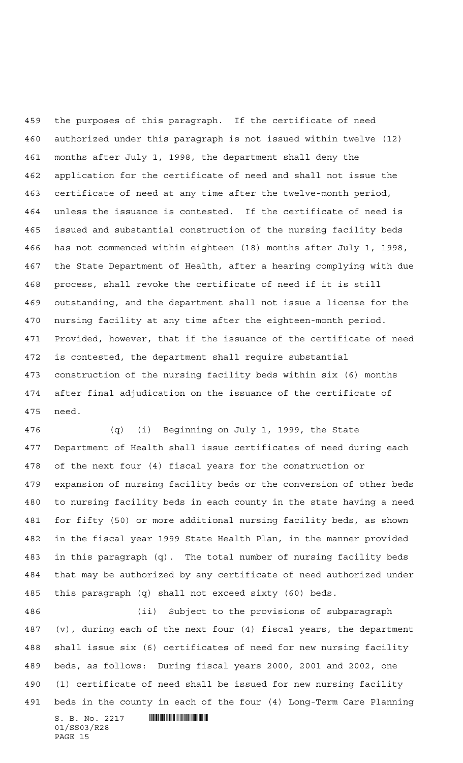the purposes of this paragraph. If the certificate of need authorized under this paragraph is not issued within twelve (12) months after July 1, 1998, the department shall deny the application for the certificate of need and shall not issue the certificate of need at any time after the twelve-month period, unless the issuance is contested. If the certificate of need is issued and substantial construction of the nursing facility beds has not commenced within eighteen (18) months after July 1, 1998, the State Department of Health, after a hearing complying with due process, shall revoke the certificate of need if it is still outstanding, and the department shall not issue a license for the nursing facility at any time after the eighteen-month period. Provided, however, that if the issuance of the certificate of need is contested, the department shall require substantial construction of the nursing facility beds within six (6) months after final adjudication on the issuance of the certificate of need.

(q) (i) Beginning on July 1, 1999, the State Department of Health shall issue certificates of need during each of the next four (4) fiscal years for the construction or expansion of nursing facility beds or the conversion of other beds to nursing facility beds in each county in the state having a need for fifty (50) or more additional nursing facility beds, as shown in the fiscal year 1999 State Health Plan, in the manner provided in this paragraph (q). The total number of nursing facility beds that may be authorized by any certificate of need authorized under this paragraph (q) shall not exceed sixty (60) beds.

(ii) Subject to the provisions of subparagraph (v), during each of the next four (4) fiscal years, the department shall issue six (6) certificates of need for new nursing facility beds, as follows: During fiscal years 2000, 2001 and 2002, one (1) certificate of need shall be issued for new nursing facility beds in the county in each of the four (4) Long-Term Care Planning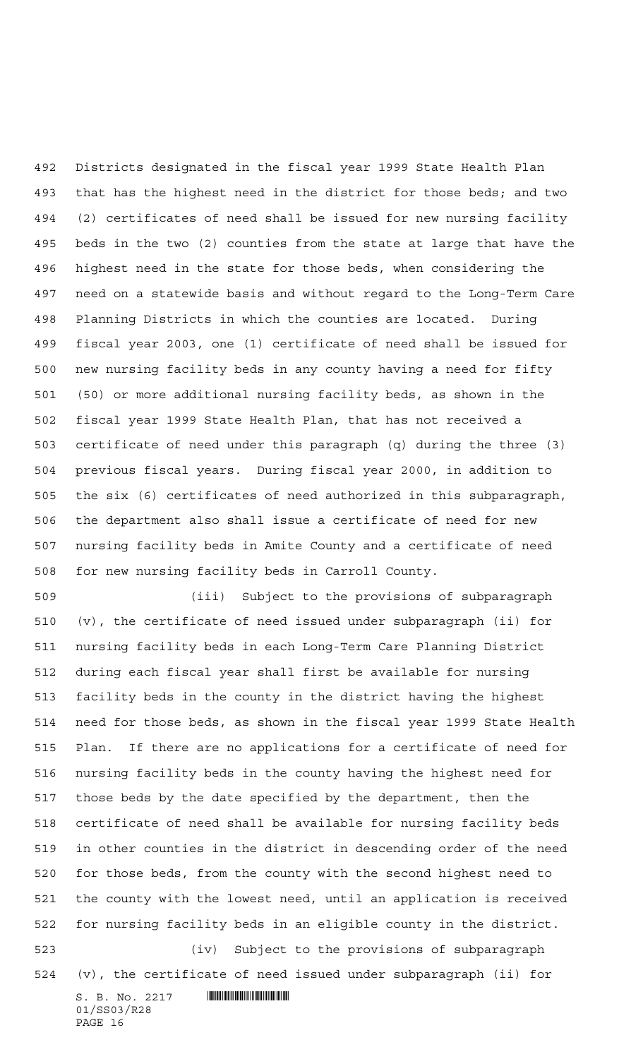Districts designated in the fiscal year 1999 State Health Plan that has the highest need in the district for those beds; and two (2) certificates of need shall be issued for new nursing facility beds in the two (2) counties from the state at large that have the highest need in the state for those beds, when considering the need on a statewide basis and without regard to the Long-Term Care Planning Districts in which the counties are located. During fiscal year 2003, one (1) certificate of need shall be issued for new nursing facility beds in any county having a need for fifty (50) or more additional nursing facility beds, as shown in the fiscal year 1999 State Health Plan, that has not received a certificate of need under this paragraph (q) during the three (3) previous fiscal years. During fiscal year 2000, in addition to the six (6) certificates of need authorized in this subparagraph, the department also shall issue a certificate of need for new nursing facility beds in Amite County and a certificate of need for new nursing facility beds in Carroll County.

(iii) Subject to the provisions of subparagraph (v), the certificate of need issued under subparagraph (ii) for nursing facility beds in each Long-Term Care Planning District during each fiscal year shall first be available for nursing facility beds in the county in the district having the highest need for those beds, as shown in the fiscal year 1999 State Health Plan. If there are no applications for a certificate of need for nursing facility beds in the county having the highest need for those beds by the date specified by the department, then the certificate of need shall be available for nursing facility beds in other counties in the district in descending order of the need for those beds, from the county with the second highest need to the county with the lowest need, until an application is received for nursing facility beds in an eligible county in the district.

(iv) Subject to the provisions of subparagraph (v), the certificate of need issued under subparagraph (ii) for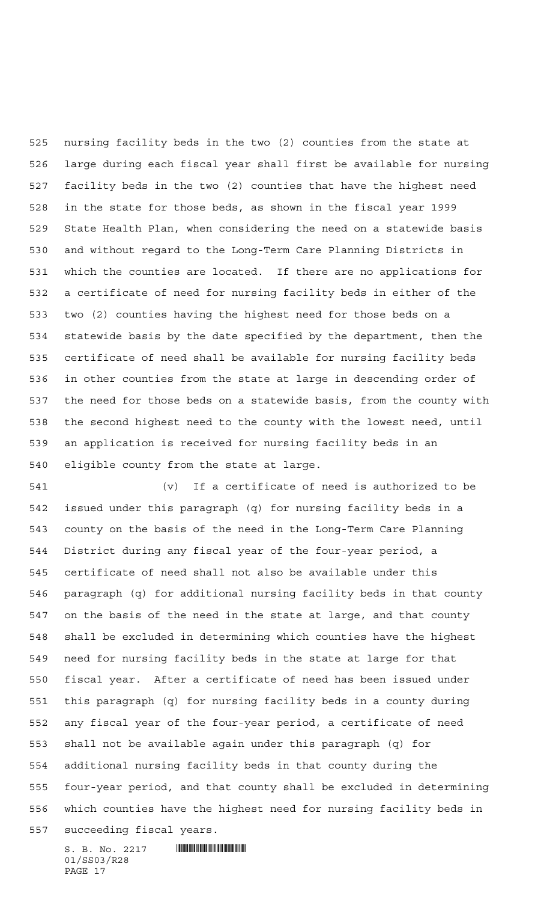nursing facility beds in the two (2) counties from the state at large during each fiscal year shall first be available for nursing facility beds in the two (2) counties that have the highest need in the state for those beds, as shown in the fiscal year 1999 State Health Plan, when considering the need on a statewide basis and without regard to the Long-Term Care Planning Districts in which the counties are located. If there are no applications for a certificate of need for nursing facility beds in either of the two (2) counties having the highest need for those beds on a statewide basis by the date specified by the department, then the certificate of need shall be available for nursing facility beds in other counties from the state at large in descending order of the need for those beds on a statewide basis, from the county with the second highest need to the county with the lowest need, until an application is received for nursing facility beds in an eligible county from the state at large.

(v) If a certificate of need is authorized to be issued under this paragraph (q) for nursing facility beds in a county on the basis of the need in the Long-Term Care Planning District during any fiscal year of the four-year period, a certificate of need shall not also be available under this paragraph (q) for additional nursing facility beds in that county on the basis of the need in the state at large, and that county shall be excluded in determining which counties have the highest need for nursing facility beds in the state at large for that fiscal year. After a certificate of need has been issued under this paragraph (q) for nursing facility beds in a county during any fiscal year of the four-year period, a certificate of need shall not be available again under this paragraph (q) for additional nursing facility beds in that county during the four-year period, and that county shall be excluded in determining which counties have the highest need for nursing facility beds in succeeding fiscal years.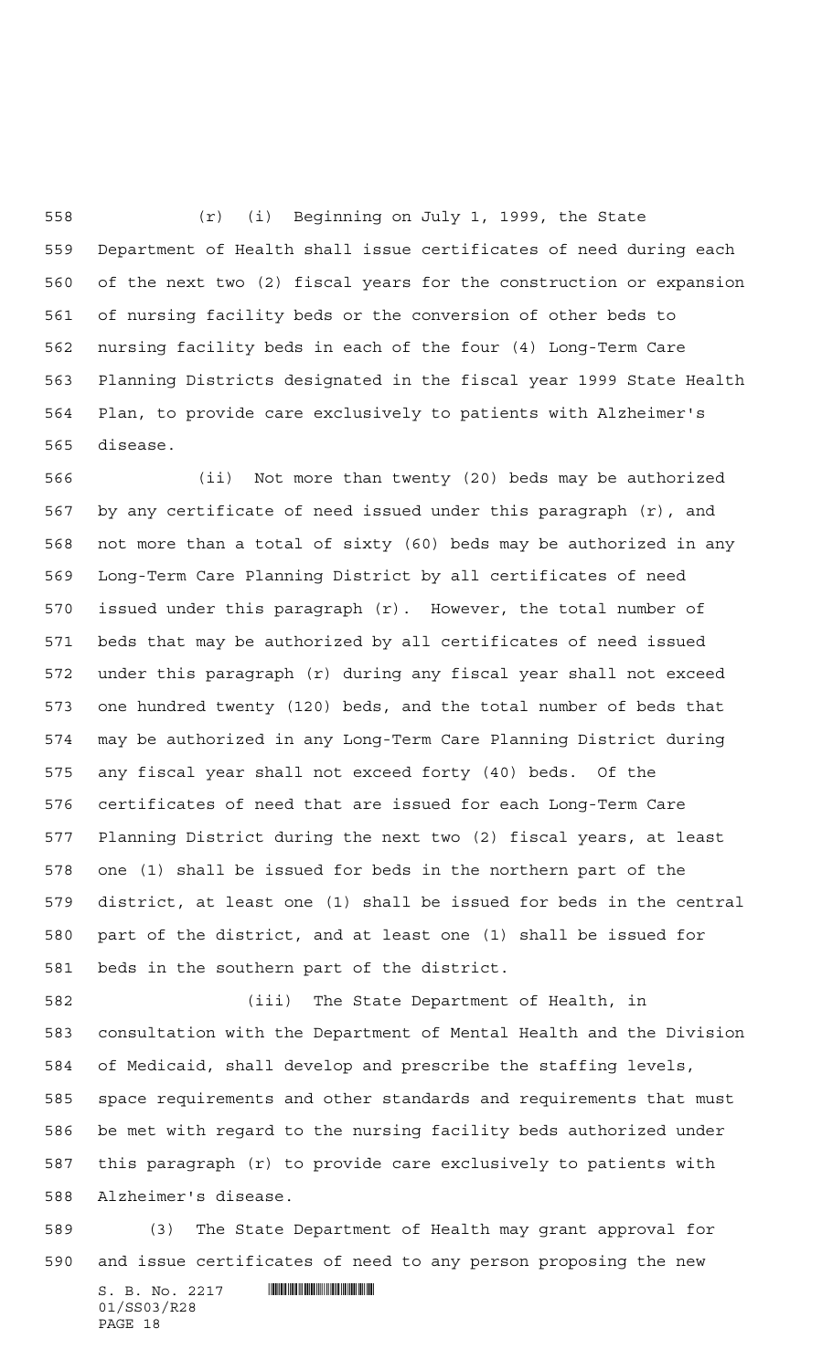(r) (i) Beginning on July 1, 1999, the State Department of Health shall issue certificates of need during each of the next two (2) fiscal years for the construction or expansion of nursing facility beds or the conversion of other beds to nursing facility beds in each of the four (4) Long-Term Care Planning Districts designated in the fiscal year 1999 State Health Plan, to provide care exclusively to patients with Alzheimer's disease.

(ii) Not more than twenty (20) beds may be authorized by any certificate of need issued under this paragraph (r), and not more than a total of sixty (60) beds may be authorized in any Long-Term Care Planning District by all certificates of need issued under this paragraph (r). However, the total number of beds that may be authorized by all certificates of need issued under this paragraph (r) during any fiscal year shall not exceed one hundred twenty (120) beds, and the total number of beds that may be authorized in any Long-Term Care Planning District during any fiscal year shall not exceed forty (40) beds. Of the certificates of need that are issued for each Long-Term Care Planning District during the next two (2) fiscal years, at least one (1) shall be issued for beds in the northern part of the district, at least one (1) shall be issued for beds in the central part of the district, and at least one (1) shall be issued for beds in the southern part of the district.

(iii) The State Department of Health, in consultation with the Department of Mental Health and the Division of Medicaid, shall develop and prescribe the staffing levels, space requirements and other standards and requirements that must be met with regard to the nursing facility beds authorized under this paragraph (r) to provide care exclusively to patients with Alzheimer's disease.

(3) The State Department of Health may grant approval for and issue certificates of need to any person proposing the new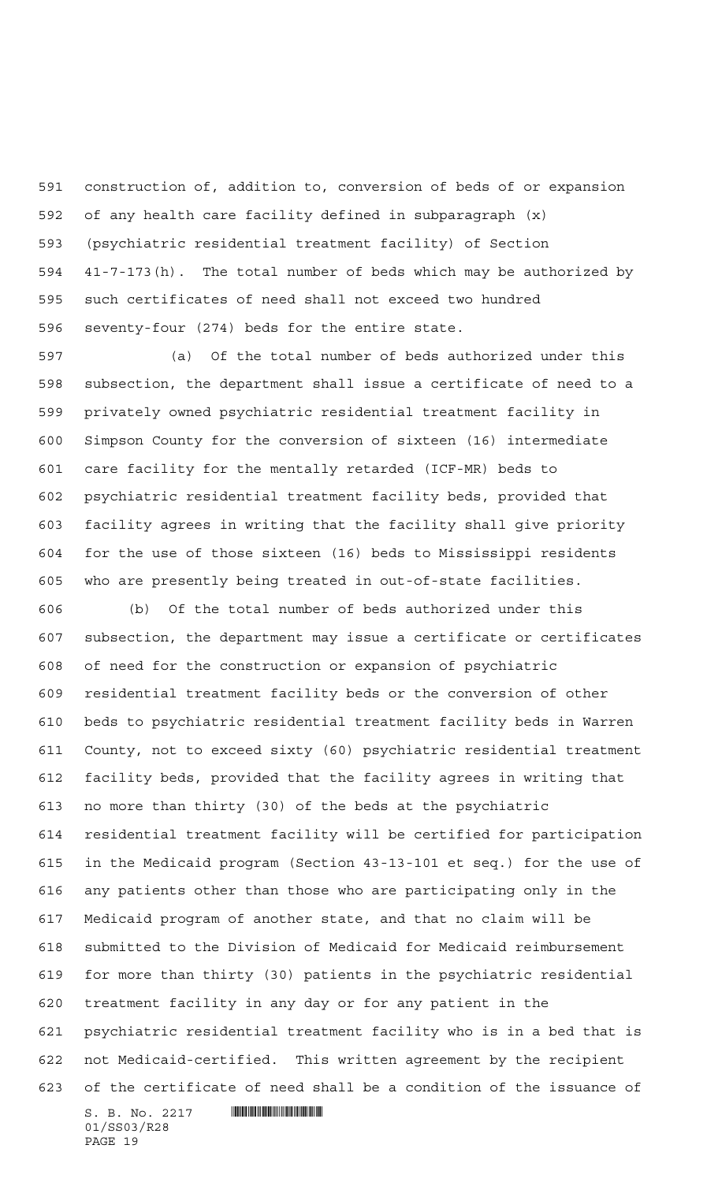construction of, addition to, conversion of beds of or expansion of any health care facility defined in subparagraph (x) (psychiatric residential treatment facility) of Section 41-7-173(h). The total number of beds which may be authorized by such certificates of need shall not exceed two hundred seventy-four (274) beds for the entire state.

(a) Of the total number of beds authorized under this subsection, the department shall issue a certificate of need to a privately owned psychiatric residential treatment facility in Simpson County for the conversion of sixteen (16) intermediate care facility for the mentally retarded (ICF-MR) beds to psychiatric residential treatment facility beds, provided that facility agrees in writing that the facility shall give priority for the use of those sixteen (16) beds to Mississippi residents who are presently being treated in out-of-state facilities.

(b) Of the total number of beds authorized under this subsection, the department may issue a certificate or certificates of need for the construction or expansion of psychiatric residential treatment facility beds or the conversion of other beds to psychiatric residential treatment facility beds in Warren County, not to exceed sixty (60) psychiatric residential treatment facility beds, provided that the facility agrees in writing that no more than thirty (30) of the beds at the psychiatric residential treatment facility will be certified for participation in the Medicaid program (Section 43-13-101 et seq.) for the use of any patients other than those who are participating only in the Medicaid program of another state, and that no claim will be submitted to the Division of Medicaid for Medicaid reimbursement for more than thirty (30) patients in the psychiatric residential treatment facility in any day or for any patient in the psychiatric residential treatment facility who is in a bed that is not Medicaid-certified. This written agreement by the recipient of the certificate of need shall be a condition of the issuance of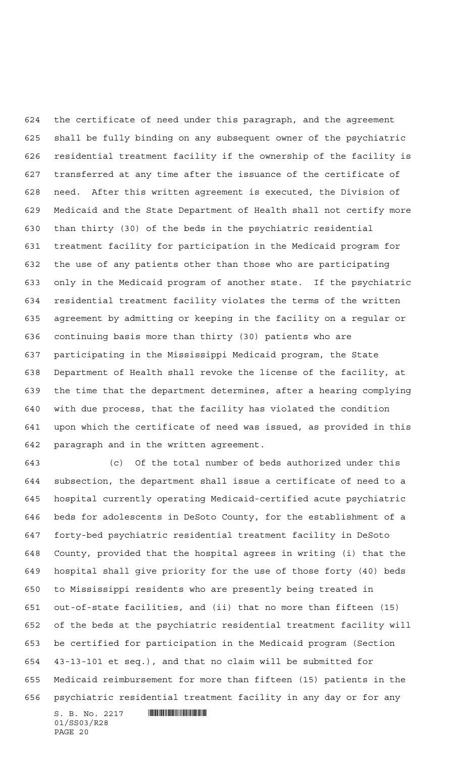the certificate of need under this paragraph, and the agreement shall be fully binding on any subsequent owner of the psychiatric residential treatment facility if the ownership of the facility is transferred at any time after the issuance of the certificate of need. After this written agreement is executed, the Division of Medicaid and the State Department of Health shall not certify more than thirty (30) of the beds in the psychiatric residential treatment facility for participation in the Medicaid program for the use of any patients other than those who are participating only in the Medicaid program of another state. If the psychiatric residential treatment facility violates the terms of the written agreement by admitting or keeping in the facility on a regular or continuing basis more than thirty (30) patients who are participating in the Mississippi Medicaid program, the State Department of Health shall revoke the license of the facility, at the time that the department determines, after a hearing complying with due process, that the facility has violated the condition upon which the certificate of need was issued, as provided in this paragraph and in the written agreement.

(c) Of the total number of beds authorized under this subsection, the department shall issue a certificate of need to a hospital currently operating Medicaid-certified acute psychiatric beds for adolescents in DeSoto County, for the establishment of a forty-bed psychiatric residential treatment facility in DeSoto County, provided that the hospital agrees in writing (i) that the hospital shall give priority for the use of those forty (40) beds to Mississippi residents who are presently being treated in out-of-state facilities, and (ii) that no more than fifteen (15) of the beds at the psychiatric residential treatment facility will be certified for participation in the Medicaid program (Section 43-13-101 et seq.), and that no claim will be submitted for Medicaid reimbursement for more than fifteen (15) patients in the psychiatric residential treatment facility in any day or for any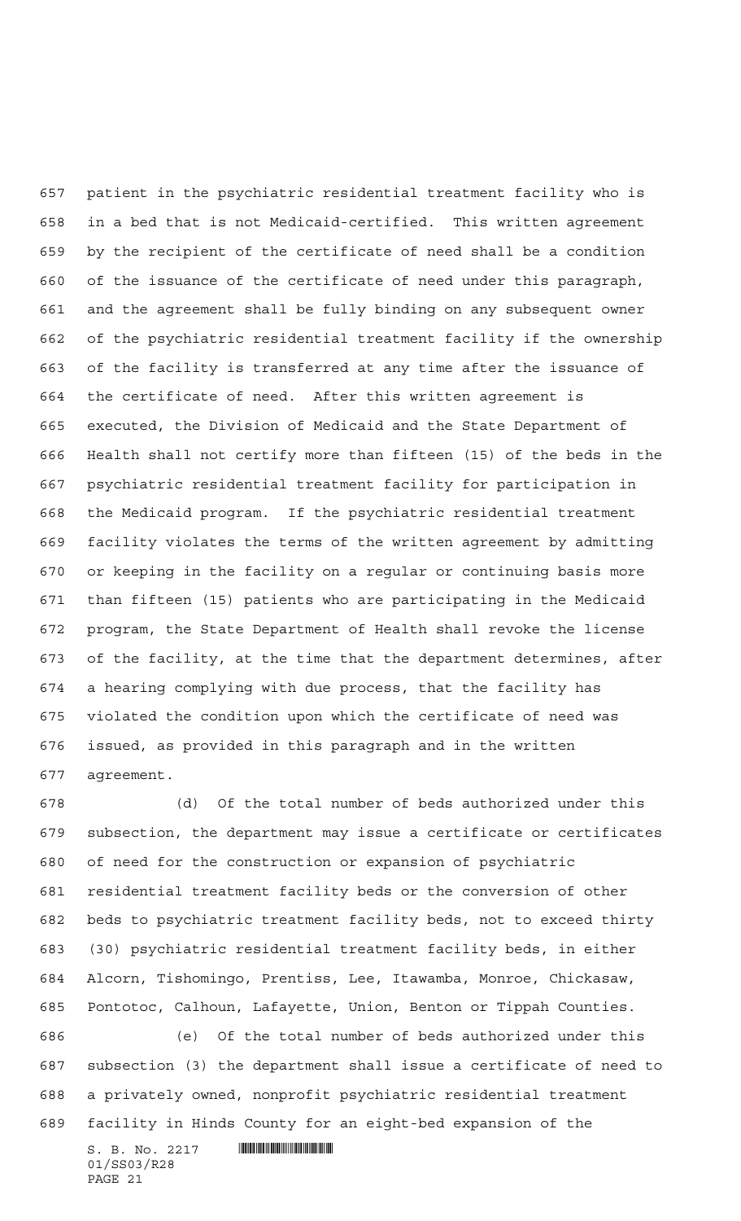patient in the psychiatric residential treatment facility who is in a bed that is not Medicaid-certified. This written agreement by the recipient of the certificate of need shall be a condition of the issuance of the certificate of need under this paragraph, and the agreement shall be fully binding on any subsequent owner of the psychiatric residential treatment facility if the ownership of the facility is transferred at any time after the issuance of the certificate of need. After this written agreement is executed, the Division of Medicaid and the State Department of Health shall not certify more than fifteen (15) of the beds in the psychiatric residential treatment facility for participation in the Medicaid program. If the psychiatric residential treatment facility violates the terms of the written agreement by admitting or keeping in the facility on a regular or continuing basis more than fifteen (15) patients who are participating in the Medicaid program, the State Department of Health shall revoke the license of the facility, at the time that the department determines, after a hearing complying with due process, that the facility has violated the condition upon which the certificate of need was issued, as provided in this paragraph and in the written agreement.

(d) Of the total number of beds authorized under this subsection, the department may issue a certificate or certificates of need for the construction or expansion of psychiatric residential treatment facility beds or the conversion of other beds to psychiatric treatment facility beds, not to exceed thirty (30) psychiatric residential treatment facility beds, in either Alcorn, Tishomingo, Prentiss, Lee, Itawamba, Monroe, Chickasaw, Pontotoc, Calhoun, Lafayette, Union, Benton or Tippah Counties.

(e) Of the total number of beds authorized under this subsection (3) the department shall issue a certificate of need to a privately owned, nonprofit psychiatric residential treatment facility in Hinds County for an eight-bed expansion of the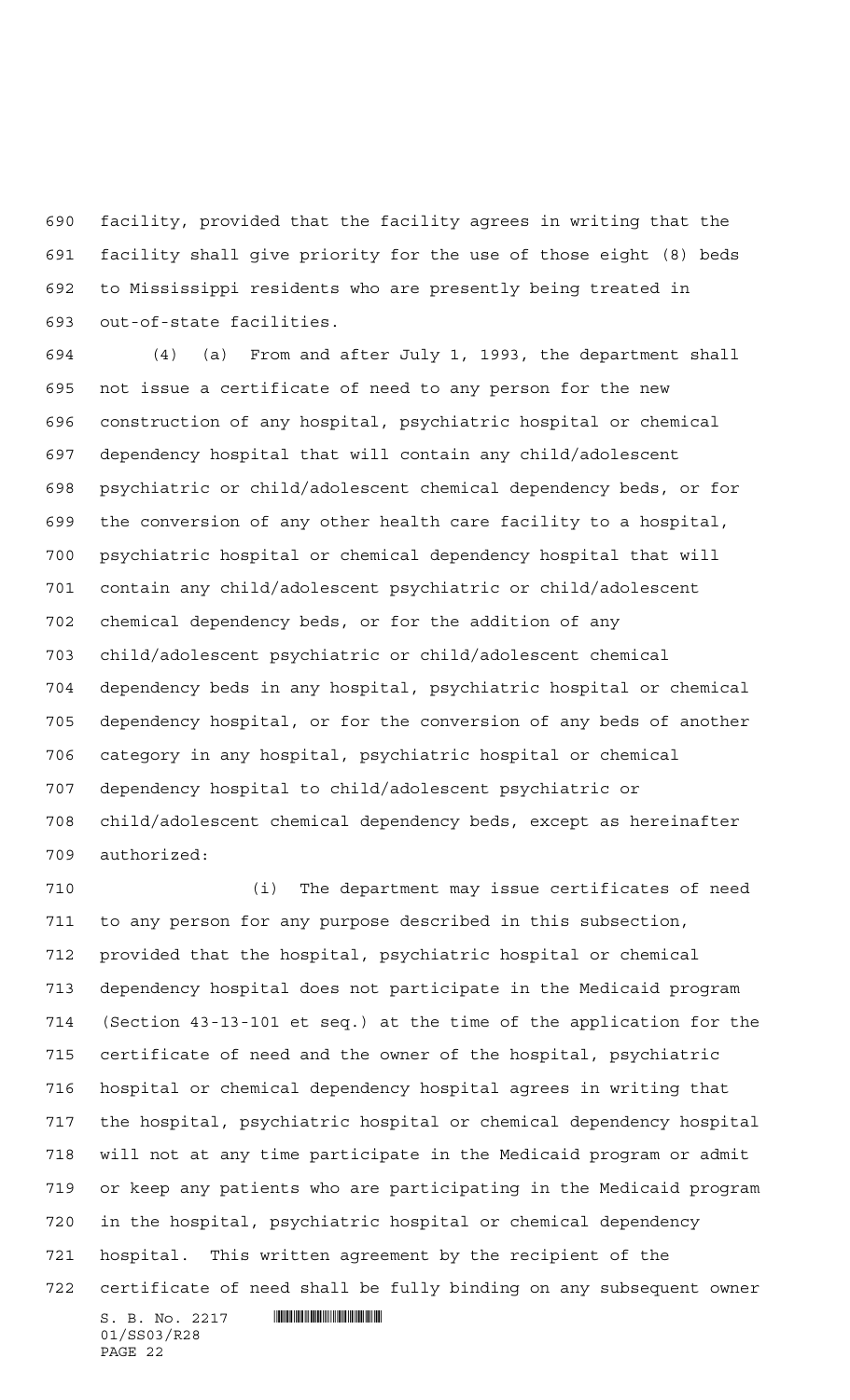facility, provided that the facility agrees in writing that the facility shall give priority for the use of those eight (8) beds to Mississippi residents who are presently being treated in out-of-state facilities.

(4) (a) From and after July 1, 1993, the department shall not issue a certificate of need to any person for the new construction of any hospital, psychiatric hospital or chemical dependency hospital that will contain any child/adolescent psychiatric or child/adolescent chemical dependency beds, or for the conversion of any other health care facility to a hospital, psychiatric hospital or chemical dependency hospital that will contain any child/adolescent psychiatric or child/adolescent chemical dependency beds, or for the addition of any child/adolescent psychiatric or child/adolescent chemical dependency beds in any hospital, psychiatric hospital or chemical dependency hospital, or for the conversion of any beds of another category in any hospital, psychiatric hospital or chemical dependency hospital to child/adolescent psychiatric or child/adolescent chemical dependency beds, except as hereinafter authorized:

(i) The department may issue certificates of need to any person for any purpose described in this subsection, provided that the hospital, psychiatric hospital or chemical dependency hospital does not participate in the Medicaid program (Section 43-13-101 et seq.) at the time of the application for the certificate of need and the owner of the hospital, psychiatric hospital or chemical dependency hospital agrees in writing that the hospital, psychiatric hospital or chemical dependency hospital will not at any time participate in the Medicaid program or admit or keep any patients who are participating in the Medicaid program in the hospital, psychiatric hospital or chemical dependency hospital. This written agreement by the recipient of the certificate of need shall be fully binding on any subsequent owner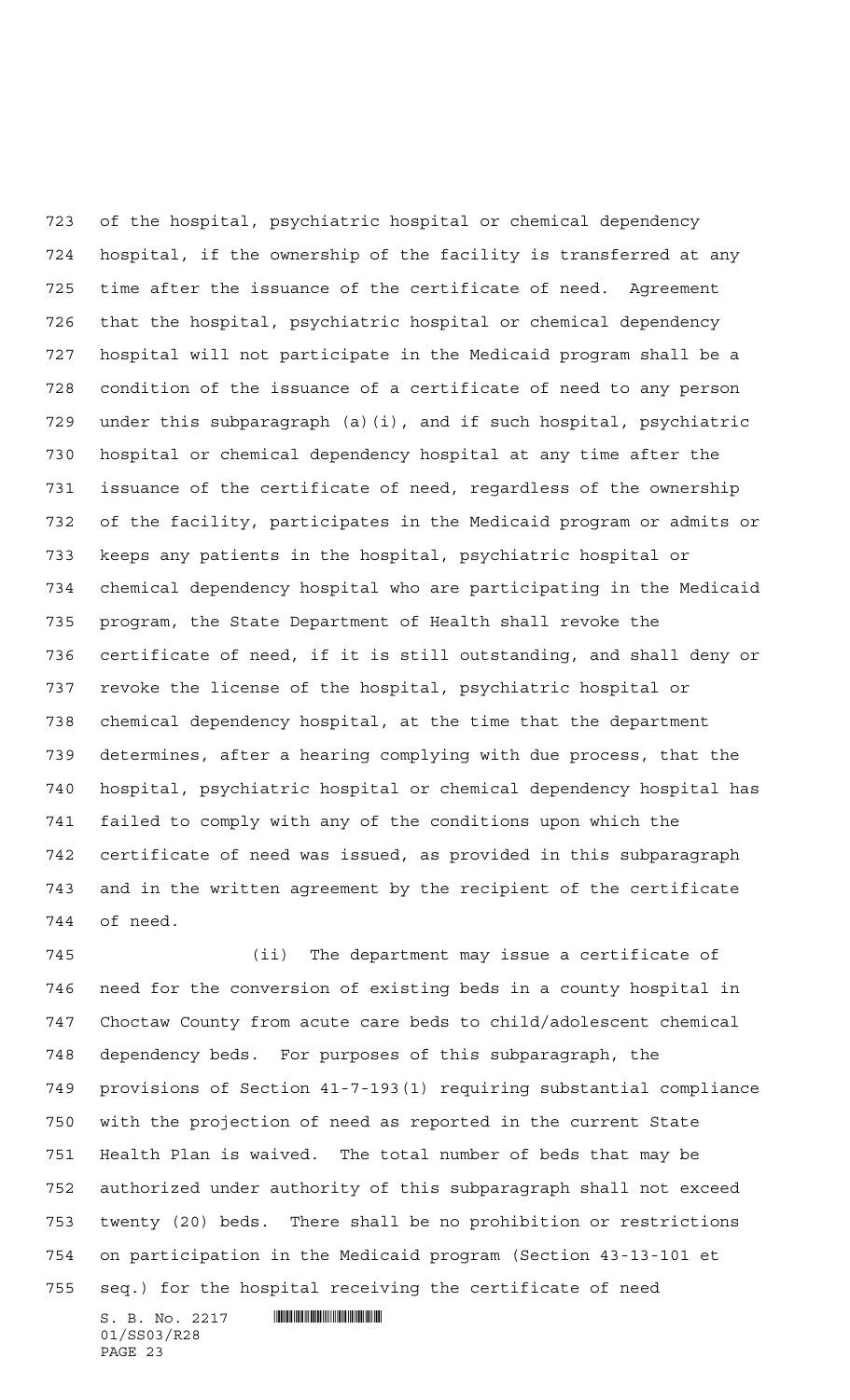of the hospital, psychiatric hospital or chemical dependency hospital, if the ownership of the facility is transferred at any time after the issuance of the certificate of need. Agreement that the hospital, psychiatric hospital or chemical dependency hospital will not participate in the Medicaid program shall be a condition of the issuance of a certificate of need to any person under this subparagraph (a)(i), and if such hospital, psychiatric hospital or chemical dependency hospital at any time after the issuance of the certificate of need, regardless of the ownership of the facility, participates in the Medicaid program or admits or keeps any patients in the hospital, psychiatric hospital or chemical dependency hospital who are participating in the Medicaid program, the State Department of Health shall revoke the certificate of need, if it is still outstanding, and shall deny or revoke the license of the hospital, psychiatric hospital or chemical dependency hospital, at the time that the department determines, after a hearing complying with due process, that the hospital, psychiatric hospital or chemical dependency hospital has failed to comply with any of the conditions upon which the certificate of need was issued, as provided in this subparagraph and in the written agreement by the recipient of the certificate of need.

(ii) The department may issue a certificate of need for the conversion of existing beds in a county hospital in Choctaw County from acute care beds to child/adolescent chemical dependency beds. For purposes of this subparagraph, the provisions of Section 41-7-193(1) requiring substantial compliance with the projection of need as reported in the current State Health Plan is waived. The total number of beds that may be authorized under authority of this subparagraph shall not exceed twenty (20) beds. There shall be no prohibition or restrictions on participation in the Medicaid program (Section 43-13-101 et seq.) for the hospital receiving the certificate of need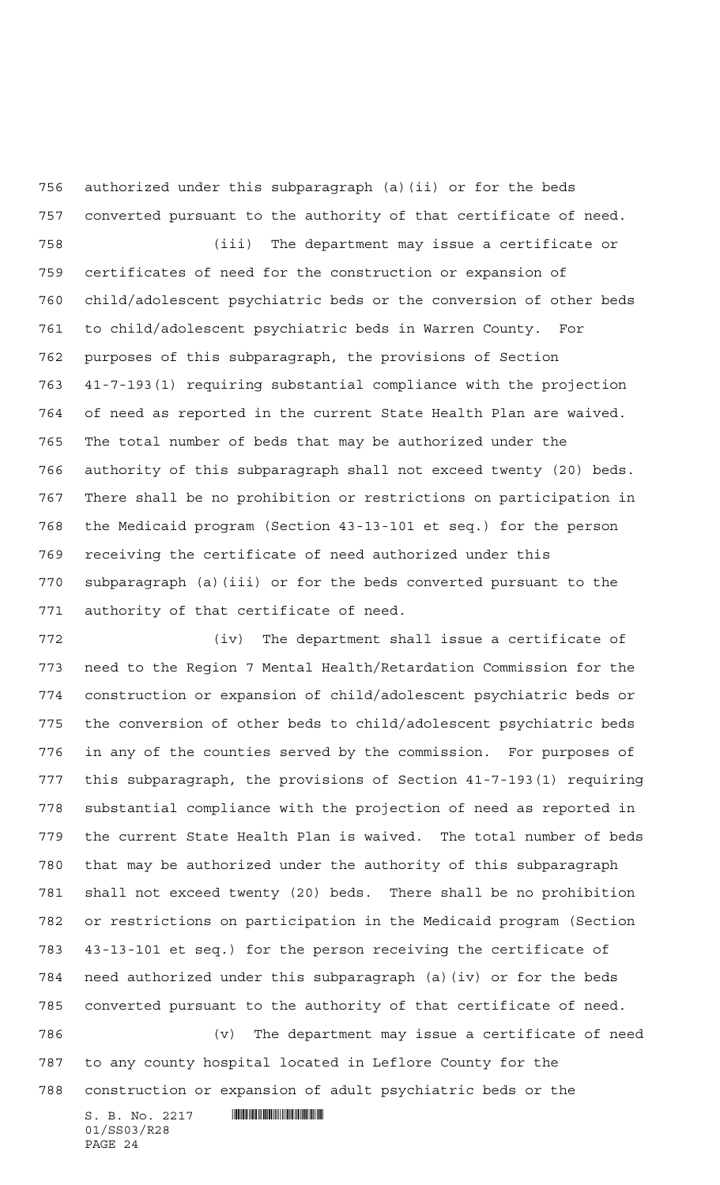authorized under this subparagraph (a)(ii) or for the beds converted pursuant to the authority of that certificate of need.

(iii) The department may issue a certificate or certificates of need for the construction or expansion of child/adolescent psychiatric beds or the conversion of other beds to child/adolescent psychiatric beds in Warren County. For purposes of this subparagraph, the provisions of Section 41-7-193(1) requiring substantial compliance with the projection of need as reported in the current State Health Plan are waived. The total number of beds that may be authorized under the authority of this subparagraph shall not exceed twenty (20) beds. There shall be no prohibition or restrictions on participation in the Medicaid program (Section 43-13-101 et seq.) for the person receiving the certificate of need authorized under this subparagraph (a)(iii) or for the beds converted pursuant to the authority of that certificate of need.

(iv) The department shall issue a certificate of need to the Region 7 Mental Health/Retardation Commission for the construction or expansion of child/adolescent psychiatric beds or the conversion of other beds to child/adolescent psychiatric beds in any of the counties served by the commission. For purposes of this subparagraph, the provisions of Section 41-7-193(1) requiring substantial compliance with the projection of need as reported in the current State Health Plan is waived. The total number of beds that may be authorized under the authority of this subparagraph shall not exceed twenty (20) beds. There shall be no prohibition or restrictions on participation in the Medicaid program (Section 43-13-101 et seq.) for the person receiving the certificate of need authorized under this subparagraph (a)(iv) or for the beds converted pursuant to the authority of that certificate of need.

(v) The department may issue a certificate of need to any county hospital located in Leflore County for the construction or expansion of adult psychiatric beds or the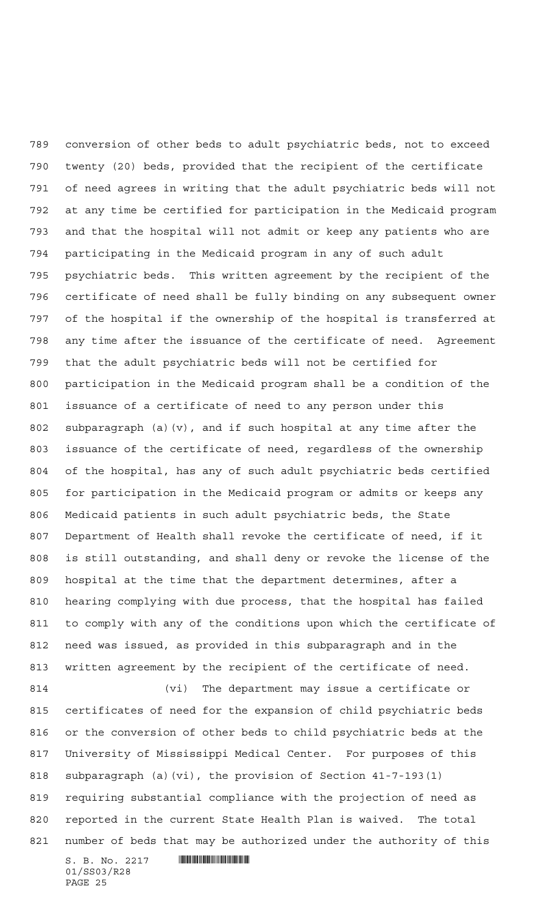conversion of other beds to adult psychiatric beds, not to exceed twenty (20) beds, provided that the recipient of the certificate of need agrees in writing that the adult psychiatric beds will not at any time be certified for participation in the Medicaid program and that the hospital will not admit or keep any patients who are participating in the Medicaid program in any of such adult psychiatric beds. This written agreement by the recipient of the certificate of need shall be fully binding on any subsequent owner of the hospital if the ownership of the hospital is transferred at any time after the issuance of the certificate of need. Agreement that the adult psychiatric beds will not be certified for participation in the Medicaid program shall be a condition of the issuance of a certificate of need to any person under this subparagraph (a)(v), and if such hospital at any time after the issuance of the certificate of need, regardless of the ownership of the hospital, has any of such adult psychiatric beds certified for participation in the Medicaid program or admits or keeps any Medicaid patients in such adult psychiatric beds, the State Department of Health shall revoke the certificate of need, if it is still outstanding, and shall deny or revoke the license of the hospital at the time that the department determines, after a hearing complying with due process, that the hospital has failed to comply with any of the conditions upon which the certificate of need was issued, as provided in this subparagraph and in the written agreement by the recipient of the certificate of need.

(vi) The department may issue a certificate or certificates of need for the expansion of child psychiatric beds or the conversion of other beds to child psychiatric beds at the University of Mississippi Medical Center. For purposes of this subparagraph (a)(vi), the provision of Section 41-7-193(1) requiring substantial compliance with the projection of need as reported in the current State Health Plan is waived. The total number of beds that may be authorized under the authority of this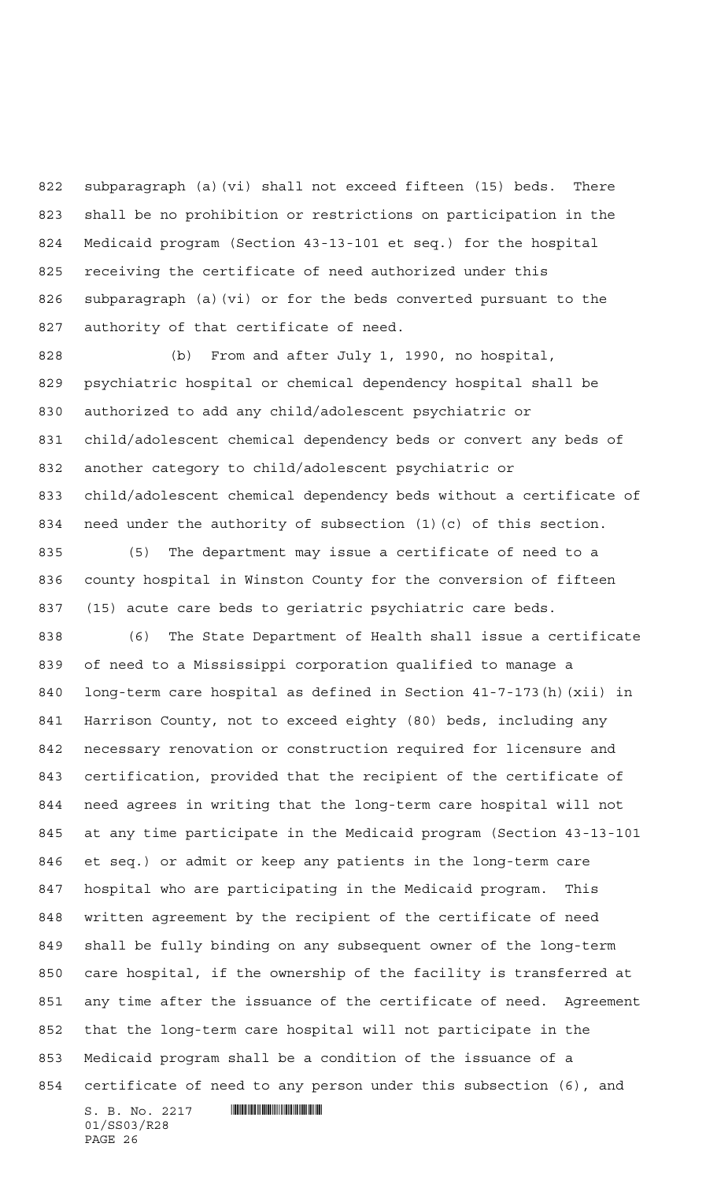subparagraph (a)(vi) shall not exceed fifteen (15) beds. There shall be no prohibition or restrictions on participation in the Medicaid program (Section 43-13-101 et seq.) for the hospital receiving the certificate of need authorized under this subparagraph (a)(vi) or for the beds converted pursuant to the authority of that certificate of need.

(b) From and after July 1, 1990, no hospital, psychiatric hospital or chemical dependency hospital shall be authorized to add any child/adolescent psychiatric or child/adolescent chemical dependency beds or convert any beds of another category to child/adolescent psychiatric or child/adolescent chemical dependency beds without a certificate of need under the authority of subsection (1)(c) of this section.

(5) The department may issue a certificate of need to a county hospital in Winston County for the conversion of fifteen (15) acute care beds to geriatric psychiatric care beds.

(6) The State Department of Health shall issue a certificate of need to a Mississippi corporation qualified to manage a long-term care hospital as defined in Section 41-7-173(h)(xii) in Harrison County, not to exceed eighty (80) beds, including any necessary renovation or construction required for licensure and certification, provided that the recipient of the certificate of need agrees in writing that the long-term care hospital will not at any time participate in the Medicaid program (Section 43-13-101 et seq.) or admit or keep any patients in the long-term care hospital who are participating in the Medicaid program. This written agreement by the recipient of the certificate of need shall be fully binding on any subsequent owner of the long-term care hospital, if the ownership of the facility is transferred at any time after the issuance of the certificate of need. Agreement that the long-term care hospital will not participate in the Medicaid program shall be a condition of the issuance of a certificate of need to any person under this subsection (6), and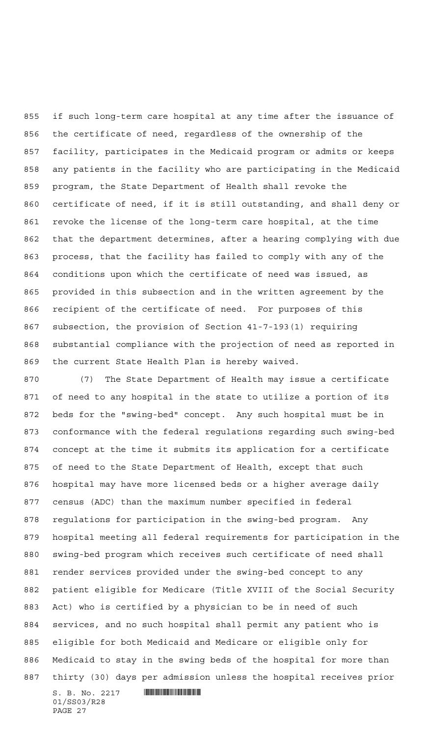if such long-term care hospital at any time after the issuance of the certificate of need, regardless of the ownership of the facility, participates in the Medicaid program or admits or keeps any patients in the facility who are participating in the Medicaid program, the State Department of Health shall revoke the certificate of need, if it is still outstanding, and shall deny or revoke the license of the long-term care hospital, at the time that the department determines, after a hearing complying with due process, that the facility has failed to comply with any of the conditions upon which the certificate of need was issued, as provided in this subsection and in the written agreement by the recipient of the certificate of need. For purposes of this subsection, the provision of Section 41-7-193(1) requiring substantial compliance with the projection of need as reported in the current State Health Plan is hereby waived.

(7) The State Department of Health may issue a certificate of need to any hospital in the state to utilize a portion of its beds for the "swing-bed" concept. Any such hospital must be in conformance with the federal regulations regarding such swing-bed concept at the time it submits its application for a certificate of need to the State Department of Health, except that such hospital may have more licensed beds or a higher average daily census (ADC) than the maximum number specified in federal regulations for participation in the swing-bed program. Any hospital meeting all federal requirements for participation in the swing-bed program which receives such certificate of need shall render services provided under the swing-bed concept to any patient eligible for Medicare (Title XVIII of the Social Security Act) who is certified by a physician to be in need of such services, and no such hospital shall permit any patient who is eligible for both Medicaid and Medicare or eligible only for Medicaid to stay in the swing beds of the hospital for more than thirty (30) days per admission unless the hospital receives prior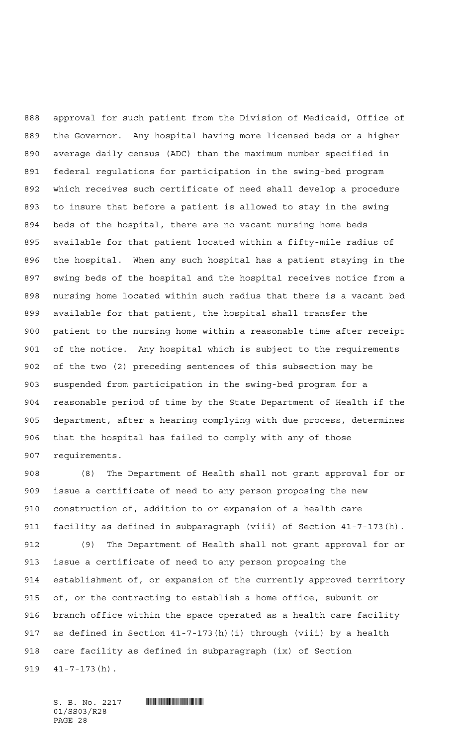approval for such patient from the Division of Medicaid, Office of the Governor. Any hospital having more licensed beds or a higher average daily census (ADC) than the maximum number specified in federal regulations for participation in the swing-bed program which receives such certificate of need shall develop a procedure to insure that before a patient is allowed to stay in the swing beds of the hospital, there are no vacant nursing home beds available for that patient located within a fifty-mile radius of the hospital. When any such hospital has a patient staying in the swing beds of the hospital and the hospital receives notice from a nursing home located within such radius that there is a vacant bed available for that patient, the hospital shall transfer the patient to the nursing home within a reasonable time after receipt of the notice. Any hospital which is subject to the requirements of the two (2) preceding sentences of this subsection may be suspended from participation in the swing-bed program for a reasonable period of time by the State Department of Health if the department, after a hearing complying with due process, determines that the hospital has failed to comply with any of those requirements.

(8) The Department of Health shall not grant approval for or issue a certificate of need to any person proposing the new construction of, addition to or expansion of a health care facility as defined in subparagraph (viii) of Section 41-7-173(h).

(9) The Department of Health shall not grant approval for or issue a certificate of need to any person proposing the establishment of, or expansion of the currently approved territory of, or the contracting to establish a home office, subunit or branch office within the space operated as a health care facility as defined in Section 41-7-173(h)(i) through (viii) by a health care facility as defined in subparagraph (ix) of Section 41-7-173(h).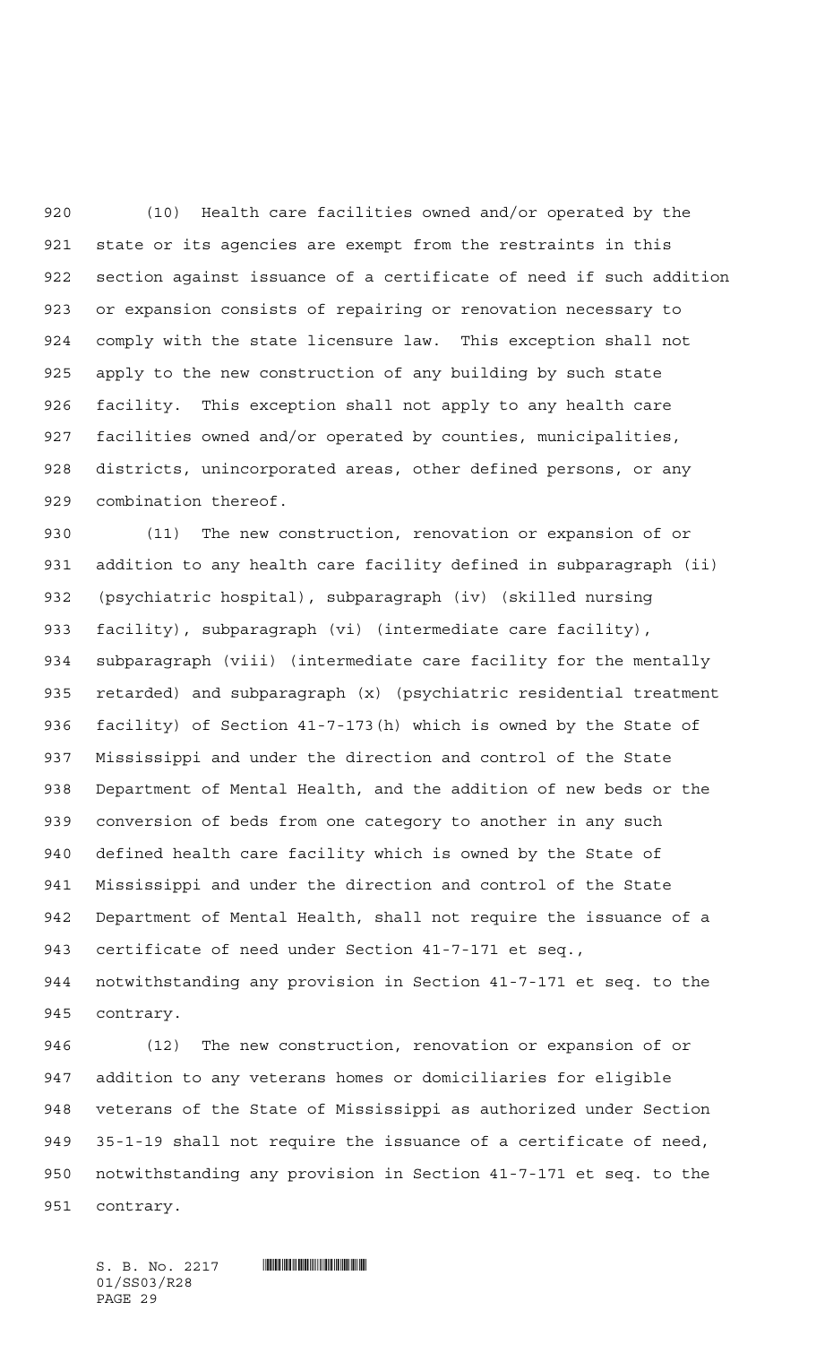(10) Health care facilities owned and/or operated by the state or its agencies are exempt from the restraints in this section against issuance of a certificate of need if such addition or expansion consists of repairing or renovation necessary to comply with the state licensure law. This exception shall not apply to the new construction of any building by such state facility. This exception shall not apply to any health care facilities owned and/or operated by counties, municipalities, districts, unincorporated areas, other defined persons, or any combination thereof.

(11) The new construction, renovation or expansion of or addition to any health care facility defined in subparagraph (ii) (psychiatric hospital), subparagraph (iv) (skilled nursing facility), subparagraph (vi) (intermediate care facility), subparagraph (viii) (intermediate care facility for the mentally retarded) and subparagraph (x) (psychiatric residential treatment facility) of Section 41-7-173(h) which is owned by the State of Mississippi and under the direction and control of the State Department of Mental Health, and the addition of new beds or the conversion of beds from one category to another in any such defined health care facility which is owned by the State of Mississippi and under the direction and control of the State Department of Mental Health, shall not require the issuance of a certificate of need under Section 41-7-171 et seq., notwithstanding any provision in Section 41-7-171 et seq. to the contrary.

(12) The new construction, renovation or expansion of or addition to any veterans homes or domiciliaries for eligible veterans of the State of Mississippi as authorized under Section 35-1-19 shall not require the issuance of a certificate of need, notwithstanding any provision in Section 41-7-171 et seq. to the contrary.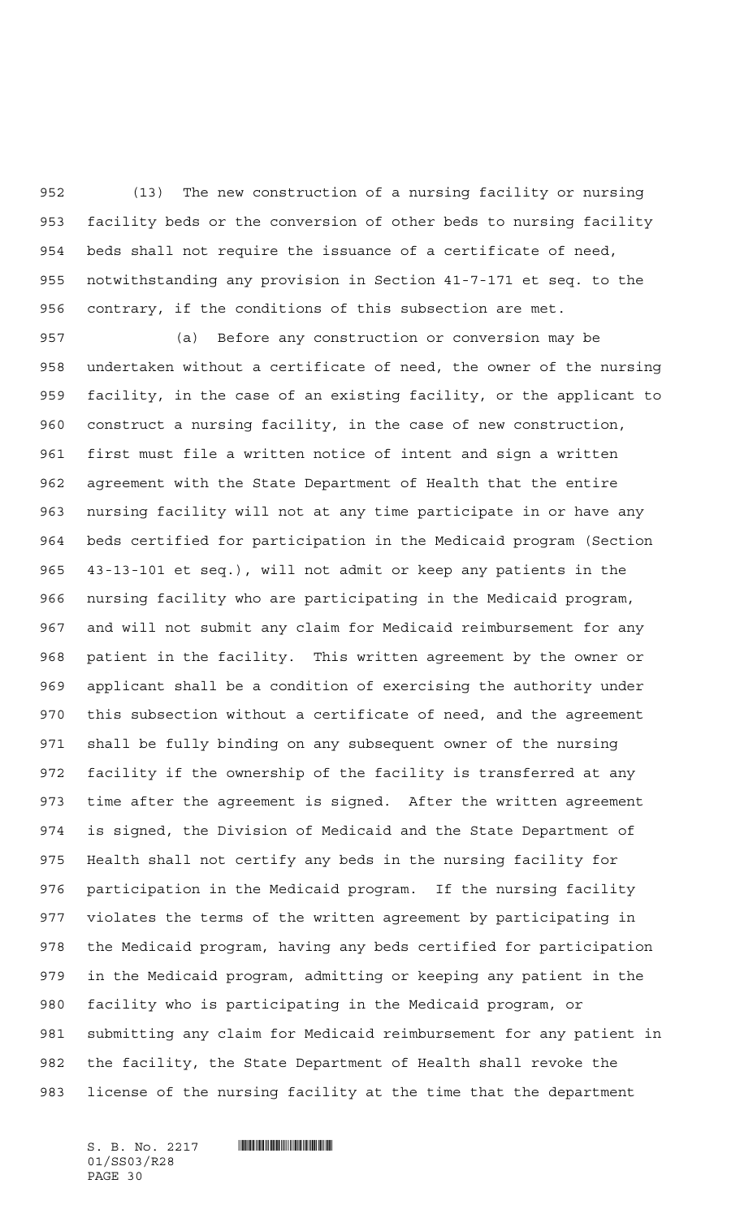(13) The new construction of a nursing facility or nursing facility beds or the conversion of other beds to nursing facility beds shall not require the issuance of a certificate of need, notwithstanding any provision in Section 41-7-171 et seq. to the contrary, if the conditions of this subsection are met.

(a) Before any construction or conversion may be undertaken without a certificate of need, the owner of the nursing facility, in the case of an existing facility, or the applicant to construct a nursing facility, in the case of new construction, first must file a written notice of intent and sign a written agreement with the State Department of Health that the entire nursing facility will not at any time participate in or have any beds certified for participation in the Medicaid program (Section 43-13-101 et seq.), will not admit or keep any patients in the nursing facility who are participating in the Medicaid program, and will not submit any claim for Medicaid reimbursement for any patient in the facility. This written agreement by the owner or applicant shall be a condition of exercising the authority under this subsection without a certificate of need, and the agreement shall be fully binding on any subsequent owner of the nursing facility if the ownership of the facility is transferred at any time after the agreement is signed. After the written agreement is signed, the Division of Medicaid and the State Department of Health shall not certify any beds in the nursing facility for participation in the Medicaid program. If the nursing facility violates the terms of the written agreement by participating in the Medicaid program, having any beds certified for participation in the Medicaid program, admitting or keeping any patient in the facility who is participating in the Medicaid program, or submitting any claim for Medicaid reimbursement for any patient in the facility, the State Department of Health shall revoke the license of the nursing facility at the time that the department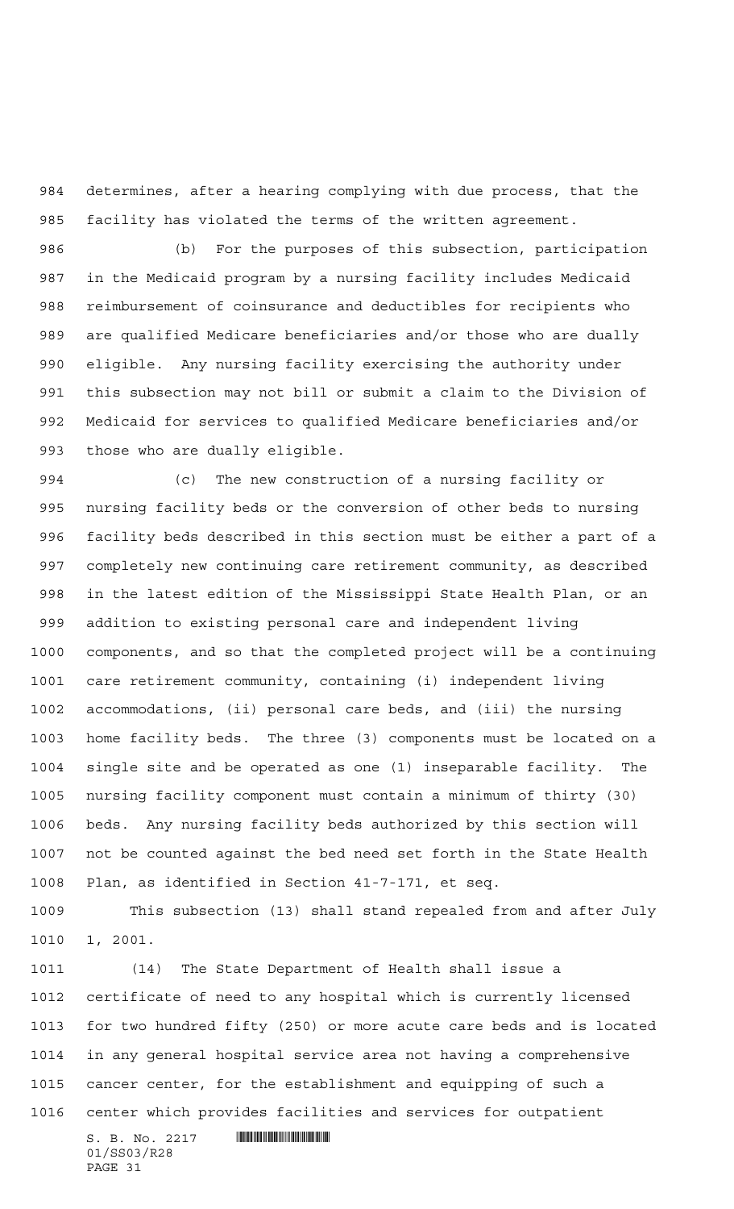determines, after a hearing complying with due process, that the facility has violated the terms of the written agreement.

(b) For the purposes of this subsection, participation in the Medicaid program by a nursing facility includes Medicaid reimbursement of coinsurance and deductibles for recipients who are qualified Medicare beneficiaries and/or those who are dually eligible. Any nursing facility exercising the authority under this subsection may not bill or submit a claim to the Division of Medicaid for services to qualified Medicare beneficiaries and/or those who are dually eligible.

(c) The new construction of a nursing facility or nursing facility beds or the conversion of other beds to nursing facility beds described in this section must be either a part of a completely new continuing care retirement community, as described in the latest edition of the Mississippi State Health Plan, or an addition to existing personal care and independent living components, and so that the completed project will be a continuing care retirement community, containing (i) independent living accommodations, (ii) personal care beds, and (iii) the nursing home facility beds. The three (3) components must be located on a single site and be operated as one (1) inseparable facility. The nursing facility component must contain a minimum of thirty (30) beds. Any nursing facility beds authorized by this section will not be counted against the bed need set forth in the State Health Plan, as identified in Section 41-7-171, et seq.

This subsection (13) shall stand repealed from and after July 1, 2001.

(14) The State Department of Health shall issue a certificate of need to any hospital which is currently licensed for two hundred fifty (250) or more acute care beds and is located in any general hospital service area not having a comprehensive cancer center, for the establishment and equipping of such a center which provides facilities and services for outpatient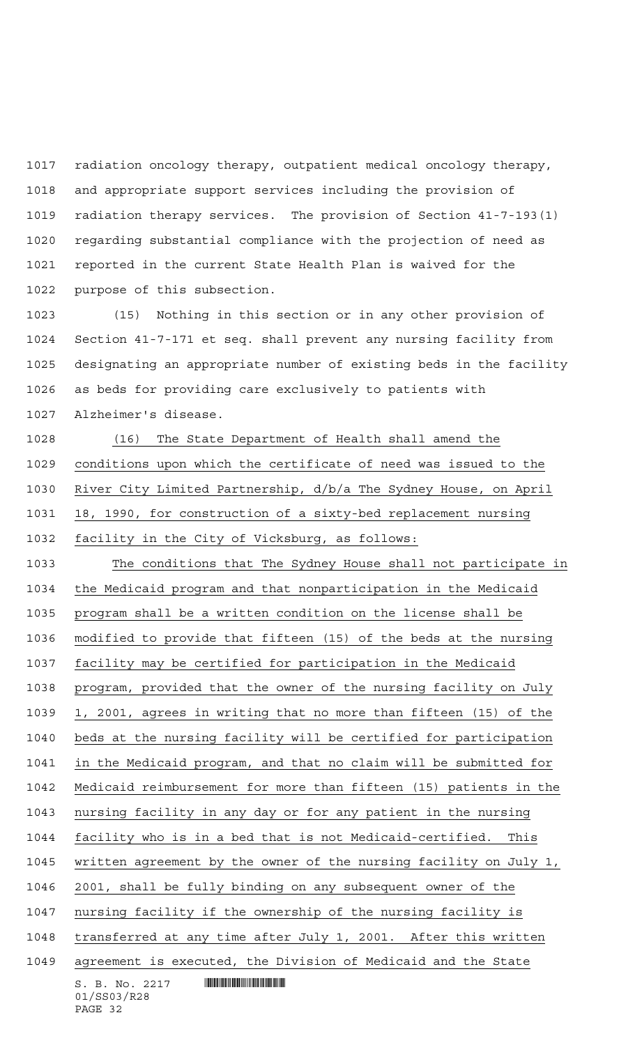radiation oncology therapy, outpatient medical oncology therapy, and appropriate support services including the provision of radiation therapy services. The provision of Section 41-7-193(1) regarding substantial compliance with the projection of need as reported in the current State Health Plan is waived for the purpose of this subsection.

(15) Nothing in this section or in any other provision of Section 41-7-171 et seq. shall prevent any nursing facility from designating an appropriate number of existing beds in the facility as beds for providing care exclusively to patients with Alzheimer's disease.

(16) The State Department of Health shall amend the conditions upon which the certificate of need was issued to the River City Limited Partnership, d/b/a The Sydney House, on April 18, 1990, for construction of a sixty-bed replacement nursing facility in the City of Vicksburg, as follows:

The conditions that The Sydney House shall not participate in the Medicaid program and that nonparticipation in the Medicaid program shall be a written condition on the license shall be modified to provide that fifteen (15) of the beds at the nursing facility may be certified for participation in the Medicaid program, provided that the owner of the nursing facility on July 1, 2001, agrees in writing that no more than fifteen (15) of the beds at the nursing facility will be certified for participation in the Medicaid program, and that no claim will be submitted for Medicaid reimbursement for more than fifteen (15) patients in the nursing facility in any day or for any patient in the nursing facility who is in a bed that is not Medicaid-certified. This written agreement by the owner of the nursing facility on July 1, 2001, shall be fully binding on any subsequent owner of the nursing facility if the ownership of the nursing facility is transferred at any time after July 1, 2001. After this written agreement is executed, the Division of Medicaid and the State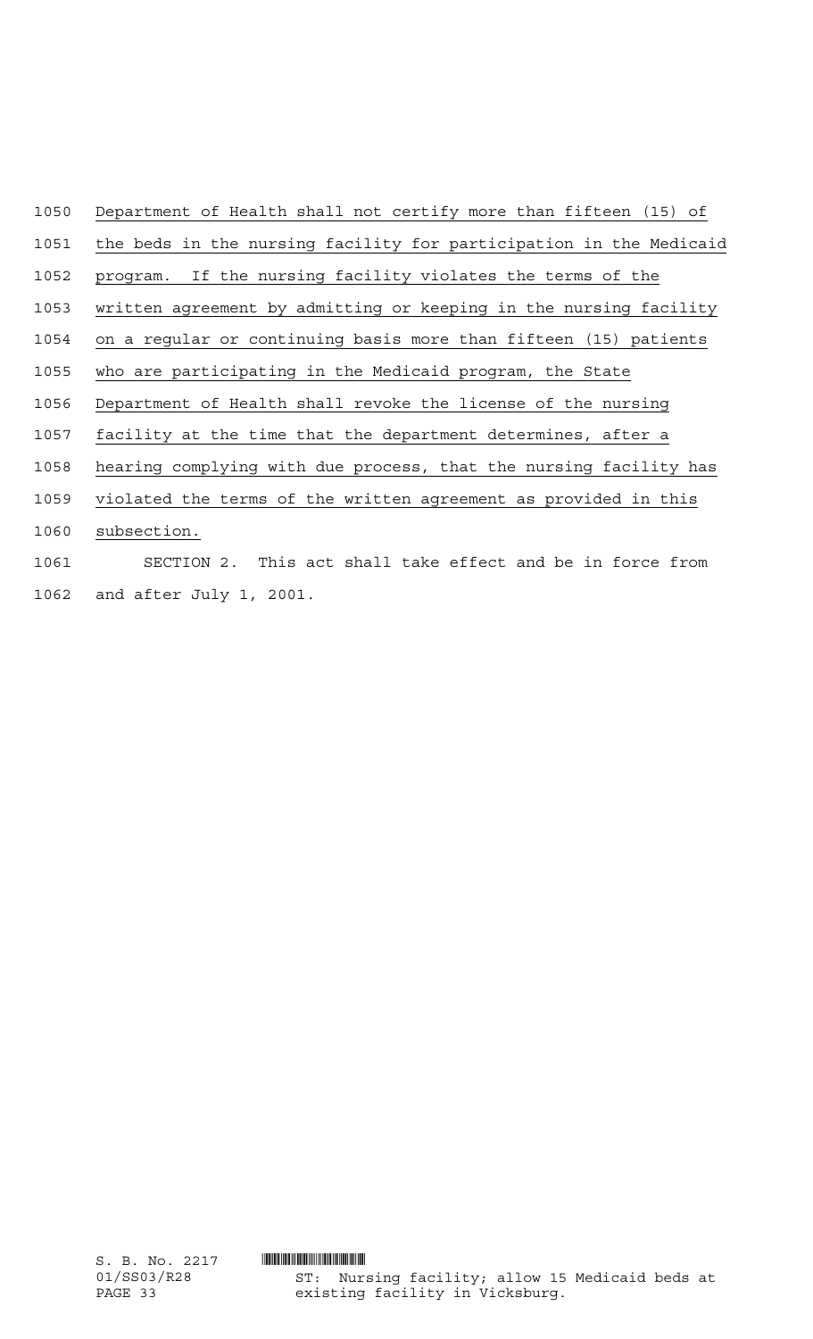Department of Health shall not certify more than fifteen (15) of the beds in the nursing facility for participation in the Medicaid program. If the nursing facility violates the terms of the written agreement by admitting or keeping in the nursing facility on a regular or continuing basis more than fifteen (15) patients who are participating in the Medicaid program, the State Department of Health shall revoke the license of the nursing facility at the time that the department determines, after a hearing complying with due process, that the nursing facility has violated the terms of the written agreement as provided in this subsection.

SECTION 2. This act shall take effect and be in force from and after July 1, 2001.

S. B. No. 2217
01/SS03/R28
ST: Nursing facility; allow 15 Medicaid beds at existing facility in Vicksburg.